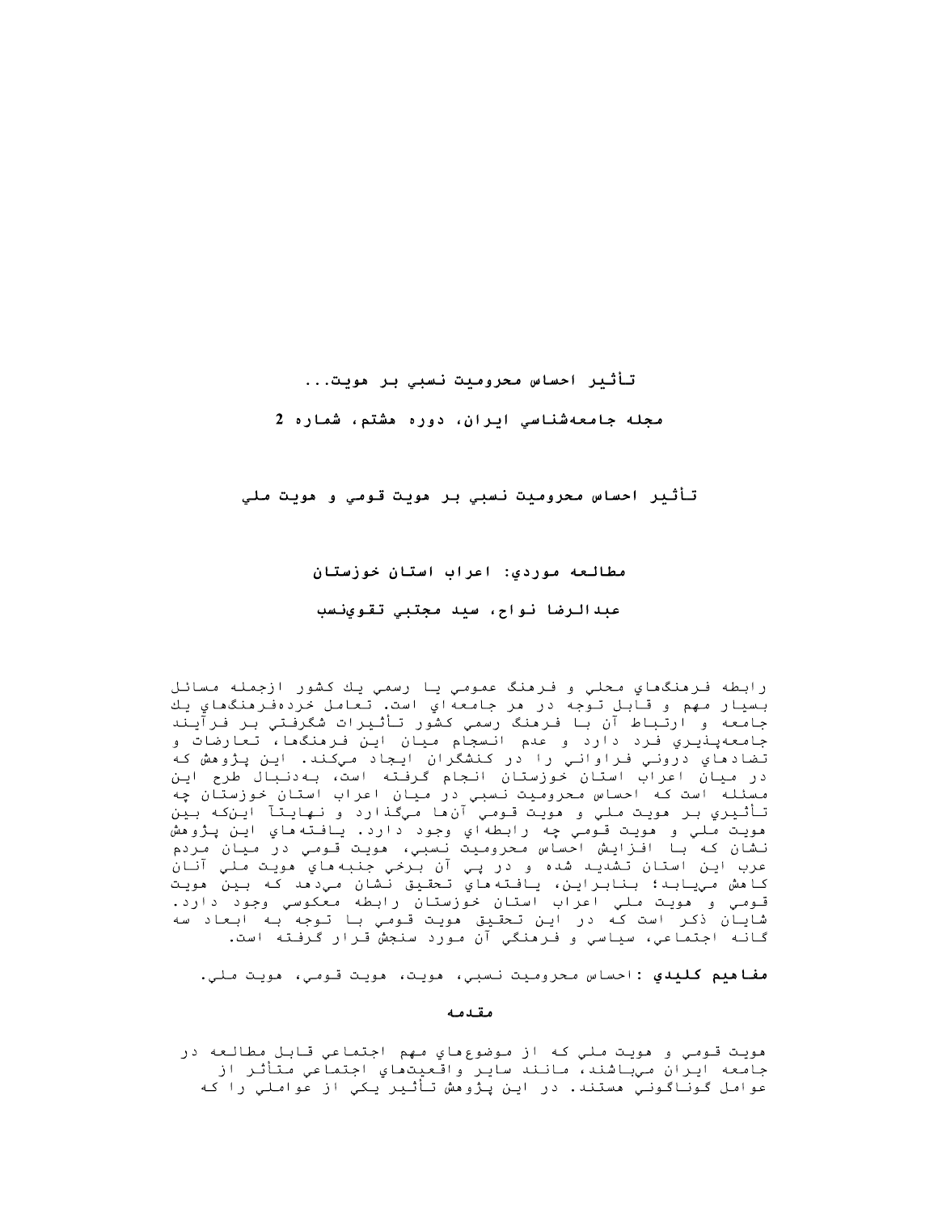تأثير احساس محروميت نسبي بر هويت...

مجله جامعه‌شناسي ايران، دوره هشتم، شماره 2

# تأثير احساس محروميت نسبي بر هويت قومي و هويت ملي

## مطالعه موردي: اعراب استان خوزستان

**عبدالرضا نواح، سيد مجتبي تقوي‌نسب**

رابطه فرهنگ‌هاي محلي و فرهنگ عمومي يا رسمي يك كشور ازجمله مسائل بسيار مهم و قابل توجه در هر جامعه‌اي است. تعامل خرده‌فرهنگ‌هاي يك جامعه و ارتباط آن با فرهنگ رسمي كشور تأثيرات شگرفتي بر فرآيند جامعه‌پذيري فرد دارد و عدم انسجام ميان اين فرهنگ‌ها، تعارضات و تضادهاي دروني فراواني را در كنشگران ايجاد مي‌كند. اين پژوهش كه در ميان اعراب استان خوزستان انجام گرفته است، به‌دنبال طرح اين مسئله است كه احساس محروميت نسبي در ميان اعراب استان خوزستان چه تأثيري بر هويت ملي و هويت قومي آن‌ها مي‌گذارد و نهايتاً اين‌كه بين هويت ملي و هويت قومي چه رابطه‌اي وجود دارد. يافته‌هاي اين پژوهش نشان كه با افزايش احساس محروميت نسبي، هويت قومي در ميان مردم عرب اين استان تشديد شده و در پي آن برخي جنبه‌هاي هويت ملي آنان كاهش مي‌يابد؛ بنابراين، يافته‌هاي تحقيق نشان مي‌دهد كه بين هويت قومي و هويت ملي اعراب استان خوزستان رابطه معكوسي وجود دارد. شايان ذكر است كه در اين تحقيق هويت قومي با توجه به ابعاد سه گانه اجتماعي، سياسي و فرهنگي آن مورد سنجش قرار گرفته است.

**مفاهيم كليدي :** احساس محروميت نسبي، هويت، هويت قومي، هويت ملي.

## مقدمه

هويت قومي و هويت ملي كه از موضوع‌هاي مهم اجتماعي قابل مطالعه در جامعه ايران مي‌باشند، مانند ساير واقعيت‌هاي اجتماعي متأثر از عوامل گوناگوني هستند. در اين پژوهش تأثير يكي از عواملي را كه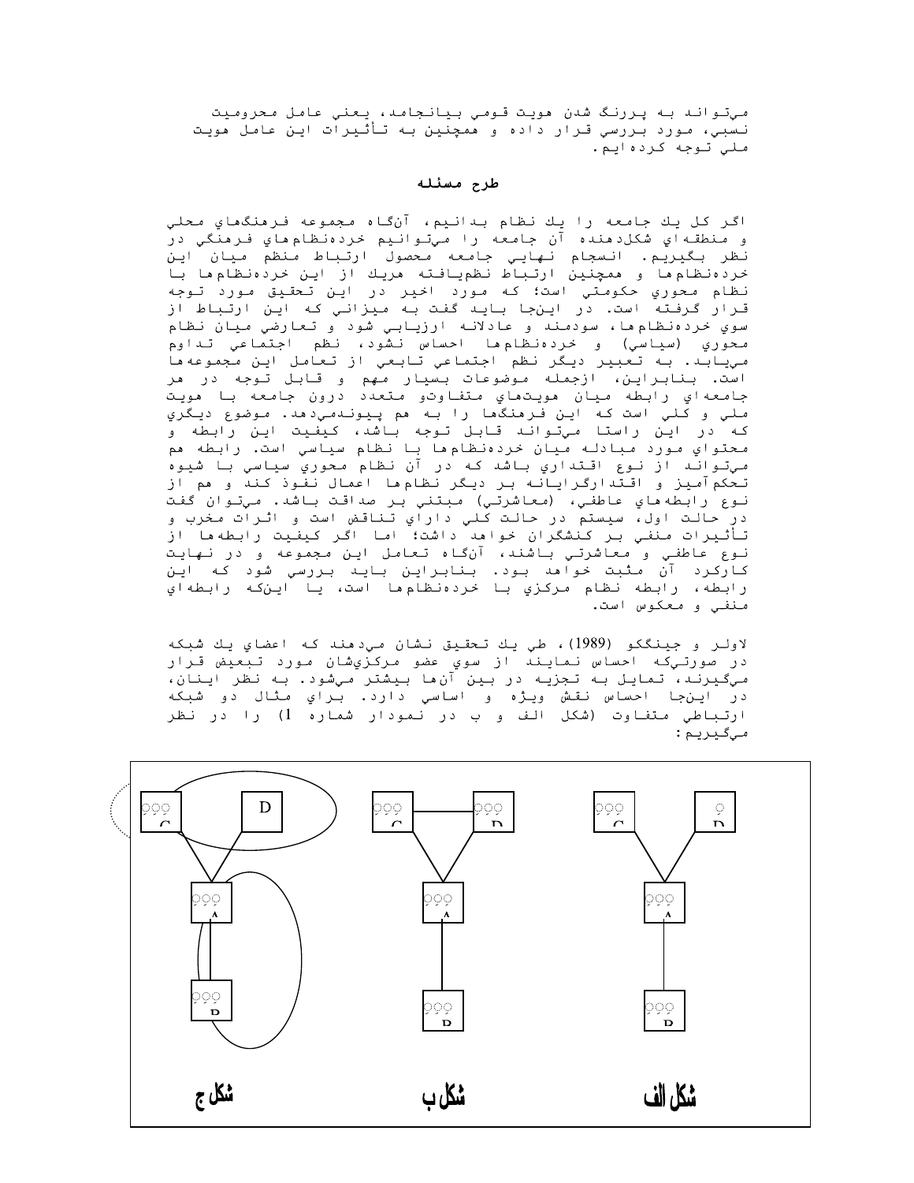مي‌تواند به پررنگ شدن هويت قومي بيانجامد، يعني عامل محروميت نسبي، مورد بررسي قرار داده و همچنين به تأثيرات اين عامل هويت ملي توجه كرده‌ايم.

## طرح مسئله

اگر كل يك جامعه را يك نظام بدانيم، آنگاه مجموعه فرهنگهاي محلي و منطقه‌اي شكل‌دهنده آن جامعه را مي‌توانيم خرده‌نظام‌هاي فرهنگي در نظر بگيريم. انسجام نهايي جامعه محصول ارتباط منظم ميان اين خرده‌نظام‌ها و همچنين ارتباط نظم‌يافته هريك از اين خرده‌نظام‌ها با نظام محوري حكومتي است؛ كه مورد اخير در اين تحقيق مورد توجه قرار گرفته است. در اينجا بايد گفت به ميزاني كه اين ارتباط از سوي خرده‌نظام‌ها، سودمند و عادلانه ارزيابي شود و تعارضي ميان نظام محوري (سياسي) و خرده‌نظام‌ها احساس نشود، نظم اجتماعي تداوم مي‌يابد. به تعبير ديگر نظم اجتماعي تابعي از تعامل اين مجموعه‌ها است. بنابراين، ازجمله موضوعات بسيار مهم و قابل توجه در هر جامعه‌اي رابطه ميان هويت‌هاي متفاوت‌و متعدد درون جامعه با هويت ملي و كلي است كه اين فرهنگها را به هم پيوندمي‌دهد. موضوع ديگري كه در اين راستا مي‌تواند قابل توجه باشد، كيفيت اين رابطه و محتواي مورد مبادله ميان خرده‌نظام‌ها با نظام سياسي است. رابطه هم مي‌تواند از نوع اقتداري باشد كه در آن نظام محوري سياسي با شيوه تحكم‌آميز و اقتدارگرايانه بر ديگر نظام‌ها اعمال نفوذ كند و هم از نوع رابطه‌هاي عاطفي، (معاشرتي) مبتني بر صداقت باشد. مي‌توان گفت در حالت اول، سيستم در حالت كلي داراي تناقض است و اثرات مخرب و تأثيرات منفي بر كنشگران خواهد داشت؛ اما اگر كيفيت رابطه‌ها از نوع عاطفي و معاشرتي باشند، آنگاه تعامل اين مجموعه و در نهايت كاركرد آن مثبت خواهد بود. بنابراين بايد بررسي شود كه اين رابطه، رابطه نظام مركزي با خرده‌نظام‌ها است، يا اينكه رابطه‌اي منفي و معكوس است.

لاولر و جينگكو (1989)، طي يك تحقيق نشان مي‌دهند كه اعضاي يك شبكه در صورتي‌كه احساس نمايند از سوي عضو مركزي‌شان مورد تبعيض قرار مي‌گيرند، تمايل به تجزيه در بين آن‌ها بيشتر مي‌شود. به نظر اينان، در اينجا احساس نقش ويژه و اساسي دارد. براي مثال دو شبكه ارتباطي متفاوت (شكل الف و ب در نمودار شماره 1) را در نظر مي‌گيريم:

شكل ج — شكل ب — شكل الف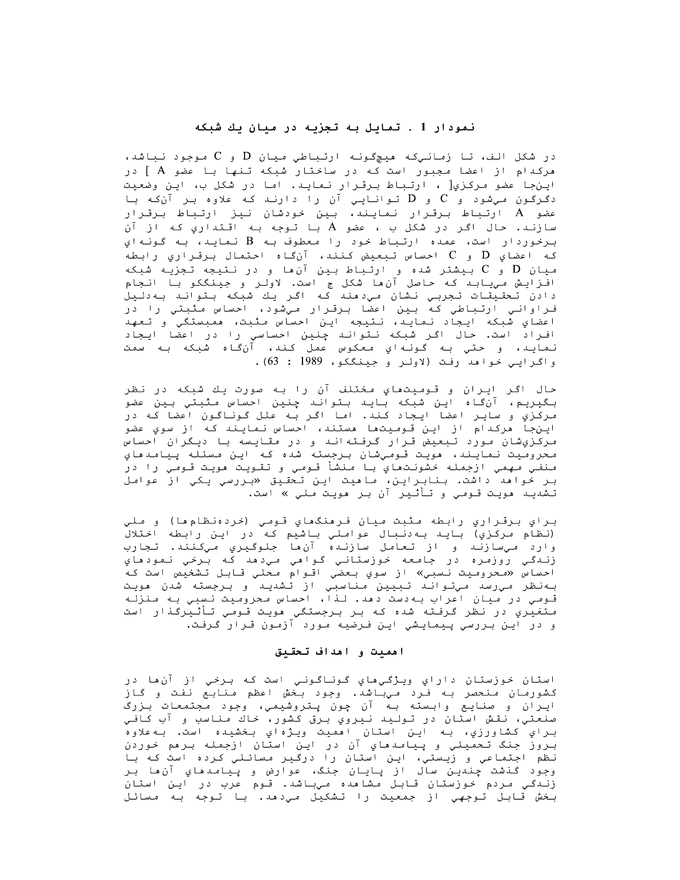### نمودار 1 . تمايل به تجزيه در ميان يك شبكه

در شكل الف، تا زماني‌كه هيچگونه ارتباطي ميان D و C موجود نباشد، هركدام از اعضا مجبور است كه در ساختار شبكه تنها با عضو A ] در اينجا عضو مركزي[ ، ارتباط برقرار نمايد. اما در شكل ب، اين وضعيت دگرگون مي‌شود و C و D توانايي آن را دارند كه علاوه بر آنكه با عضو A ارتباط برقرار نمايند، بين خودشان نيز ارتباط برقرار سازند. حال اگر در شكل ب ، عضو A با توجه به اقتداري كه از آن برخوردار است، عمده ارتباط خود را معطوف به B نمايد، به گونه‌اي كه اعضاي D و C احساس تبعيض كنند، آنگاه احتمال برقراري رابطه ميان D و C بيشتر شده و ارتباط بين آنها و در نتيجه تجزيه شبكه افزايش مي‌يابد كه حاصل آنها شكل ج است. لاولر و جينگكو با انجام دادن تحقيقات تجربي نشان مي‌دهند كه اگر يك شبكه بتواند به‌دليل فراواني ارتباطي كه بين اعضا برقرار مي‌شود، احساس مثبتي را در اعضاي شبكه ايجاد نمايد، نتيجه اين احساس مثبت، همبستگي و تعهد افراد است. حال اگر شبكه نتواند چنين احساسي را در اعضا ايجاد نمايد، و حتي به گونه‌اي معكوس عمل كند، آنگاه شبكه به سمت واگرايي خواهد رفت (لاولر و جينگكو، 1989 : 63).

حال اگر ايران و قوميت‌هاي مختلف آن را به صورت يك شبكه در نظر بگيريم، آنگاه اين شبكه بايد بتواند چنين احساس مثبتي بين عضو مركزي و ساير اعضا ايجاد كند. اما اگر به علل گوناگون اعضا كه در اينجا هركدام از اين قوميت‌ها هستند، احساس نمايند كه از سوي عضو مركزي‌شان مورد تبعيض قرار گرفته‌اند و در مقايسه با ديگران احساس محروميت نمايند، هويت قومي‌شان برجسته شده كه اين مسئله پيامدهاي منفي مهمي ازجمله خشونت‌هاي با منشأ قومي و تقويت هويت قومي را در بر خواهد داشت. بنابراين، ماهيت اين تحقيق «بررسي يكي از عوامل تشديد هويت قومي و تأثير آن بر هويت ملي » است.

براي برقراري رابطه مثبت ميان فرهنگ‌هاي قومي (خرده‌نظام‌ها) و ملي (نظام مركزي) بايد به‌دنبال عواملي باشيم كه در اين رابطه اختلال وارد مي‌سازند و از تعامل سازنده آنها جلوگيري مي‌كنند. تجارب زندگي روزمره در جامعه خوزستاني گواهي مي‌دهد كه برخي نمودهاي احساس «محروميت نسبي» از سوي بعضي اقوام محلي قابل تشخيص است كه به‌نظر مي‌رسد مي‌تواند تبيين مناسبي از تشديد و برجسته شدن هويت قومي در ميان اعراب به‌دست دهد. لذا، احساس محروميت نسبي به منزله متغيري در نظر گرفته شده كه بر برجستگي هويت قومي تأثيرگذار است و در اين بررسي پيمايشي اين فرضيه مورد آزمون قرار گرفت.

### اهميت و اهداف تحقيق

استان خوزستان داراي ويژگي‌هاي گوناگوني است كه برخي از آنها در كشورمان منحصر به فرد مي‌باشد. وجود بخش اعظم منابع نفت و گاز ايران و صنايع وابسته به آن چون پتروشيمي، وجود مجتمعات بزرگ صنعتي، نقش استان در توليد نيروي برق كشور، خاك مناسب و آب كافي براي كشاورزي، به اين استان اهميت ويژه‌اي بخشيده است. به‌علاوه بروز جنگ تحميلي و پيامدهاي آن در اين استان ازجمله برهم خوردن نظم اجتماعي و زيستي، اين استان را درگير مسائلي كرده است كه با وجود گذشت چندين سال از پايان جنگ، عوارض و پيامدهاي آنها بر زندگي مردم خوزستان قابل مشاهده مي‌باشد. قوم عرب در اين استان بخش قابل توجهي از جمعيت را تشكيل مي‌دهد. با توجه به مسائل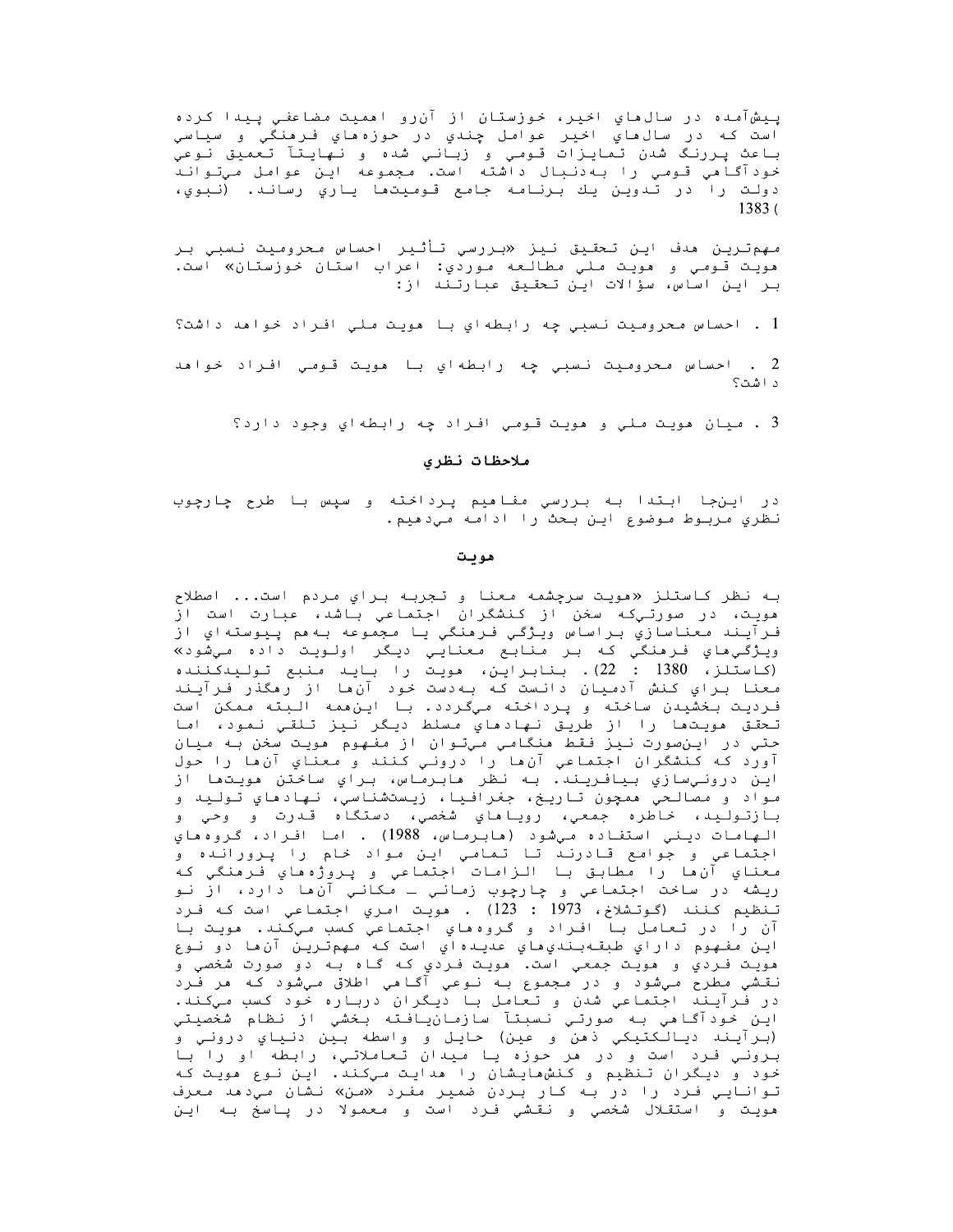پيش‌آمده در سال‌هاي اخير، خوزستان از آن‌رو اهميت مضاعفي پيدا كرده است كه در سال‌هاي اخير عوامل چندي در حوزه‌هاي فرهنگي و سياسي باعث پررنگ شدن تمايزات قومي و زباني شده و نهايتاً تعميق نوعي خودآگاهي قومي را به‌دنبال داشته است. مجموعه اين عوامل مي‌تواند دولت را در تدوين يك برنامه جامع قوميت‌ها ياري رساند. (نبوي، 1383)

مهم‌ترين هدف اين تحقيق نيز «بررسي تأثير احساس محروميت نسبي بر هويت قومي و هويت ملي مطالعه موردي: اعراب استان خوزستان» است. بر اين اساس، سؤالات اين تحقيق عبارتند از:

1 . احساس محروميت نسبي چه رابطه‌اي با هويت ملي افراد خواهد داشت؟

2 . احساس محروميت نسبي چه رابطه‌اي با هويت قومي افراد خواهد داشت؟

3 . ميان هويت ملي و هويت قومي افراد چه رابطه‌اي وجود دارد؟

## ملاحظات نظري

در اين‌جا ابتدا به بررسي مفاهيم پرداخته و سپس با طرح چارچوب نظري مربوط موضوع اين بحث را ادامه مي‌دهيم.

### هويت

به نظر كاستلز «هويت سرچشمه معنا و تجربه براي مردم است... اصطلاح هويت، در صورتي‌كه سخن از كنشگران اجتماعي باشد، عبارت است از فرآيند معناسازي براساس ويژگي فرهنگي يا مجموعه به‌هم پيوسته‌اي از ويژگي‌هاي فرهنگي كه بر منابع معنايي ديگر اولويت داده مي‌شود» (كاستلز، 1380 : 22). بنابراين، هويت را بايد منبع توليدكننده معنا براي كنش آدميان دانست كه به‌دست خود آن‌ها از رهگذر فرآيند فرديت بخشيدن ساخته و پرداخته مي‌گردد. با اين‌همه البته ممكن است تحقق هويت‌ها را از طريق نهادهاي مسلط ديگر نيز تلقي نمود، اما حتي در اين‌صورت نيز فقط هنگامي مي‌توان از مفهوم هويت سخن به ميان آورد كه كنشگران اجتماعي آن‌ها را دروني كنند و معناي آن‌ها را حول اين دروني‌سازي بيافرينند. به نظر هابرماس، براي ساختن هويت‌ها از مواد و مصالحي همچون تاريخ، جغرافيا، زيست‌شناسي، نهادهاي توليد و بازتوليد، خاطره جمعي، روياهاي شخصي، دستگاه قدرت و وحي و الهامات ديني استفاده مي‌شود (هابرماس، 1988) . اما افراد، گروه‌هاي اجتماعي و جوامع قادرند تا تمامي اين مواد خام را پرورانده و معناي آن‌ها را مطابق با الزامات اجتماعي و پروژه‌هاي فرهنگي كه ريشه در ساخت اجتماعي و چارچوب زماني ـ مكاني آن‌ها دارد، از نو تنظيم كنند (گوتشلاخ، 1973 : 123) . هويت امري اجتماعي است كه فرد آن را در تعامل با افراد و گروه‌هاي اجتماعي كسب مي‌كند. هويت با اين مفهوم داراي طبقه‌بندي‌هاي عديده‌اي است كه مهم‌ترين آن‌ها دو نوع هويت فردي و هويت جمعي است. هويت فردي كه گاه به دو صورت شخصي و نقشي مطرح مي‌شود و در مجموع به نوعي آگاهي اطلاق مي‌شود كه هر فرد در فرآيند اجتماعي شدن و تعامل با ديگران درباره خود كسب مي‌كند. اين خودآگاهي به صورتي نسبتاً سازمان‌يافته بخشي از نظام شخصيتي (برآيند ديالكتيكي ذهن و عين) حايل و واسطه بين دنياي دروني و بروني فرد است و در هر حوزه يا ميدان تعاملاتي، رابطه او را با خود و ديگران تنظيم و كنش‌هايشان را هدايت مي‌كند. اين نوع هويت كه توانايي فرد را در به كار بردن ضمير مفرد «من» نشان مي‌دهد معرف هويت و استقلال شخصي و نقشي فرد است و معمولا در پاسخ به اين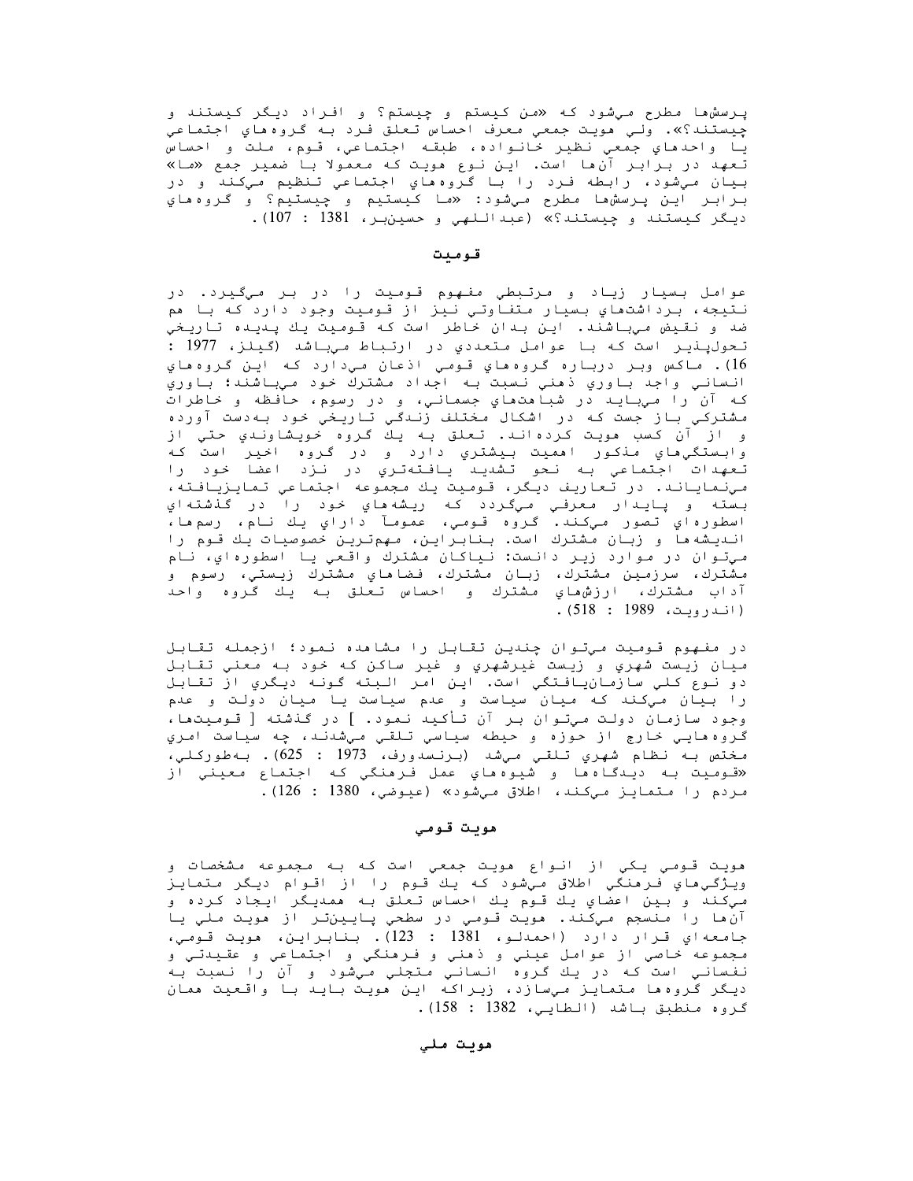پرسش‌ها مطرح می‌شود که «من کیستم و چیستم؟ و افراد دیگر کیستند و چیستند؟». ولی هویت جمعی معرف احساس تعلق فرد به گروه‌های اجتماعی یا واحدهای جمعی نظیر خانواده، طبقه اجتماعی، قوم، ملت و احساس تعهد در برابر آن‌ها است. این نوع هویت که معمولا با ضمیر جمع «ما» بیان می‌شود، رابطه فرد را با گروه‌های اجتماعی تنظیم می‌کند و در برابر این پرسش‌ها مطرح می‌شود: «ما کیستیم و چیستیم؟ و گروه‌های دیگر کیستند و چیستند؟» (عبداللهی و حسین‌بر، 1381 : 107).

## قومیت

عوامل بسیار زیاد و مرتبطی مفهوم قومیت را در بر می‌گیرد. در نتیجه، برداشت‌های بسیار متفاوتی نیز از قومیت وجود دارد که با هم ضد و نقیض می‌باشند. این بدان خاطر است که قومیت یک پدیده تاریخی تحول‌پذیر است که با عوامل متعددی در ارتباط می‌باشد (گیلز، 1977 : 16). ماکس وبر درباره گروه‌های قومی اذعان می‌دارد که این گروه‌های انسانی واجد باوری ذهنی نسبت به اجداد مشترک خود می‌باشند؛ باوری که آن را می‌باید در شباهت‌های جسمانی، و در رسوم، حافظه و خاطرات مشترکی باز جست که در اشکال مختلف زندگی تاریخی خود به‌دست آورده و از آن کسب هویت کرده‌اند. تعلق به یک گروه خویشاوندی حتی از وابستگی‌های مذکور اهمیت بیشتری دارد و در گروه اخیر است که تعهدات اجتماعی به نحو تشدید یافته‌تری در نزد اعضا خود را می‌نمایانند. در تعاریف دیگر، قومیت یک مجموعه اجتماعی تمایزیافته، بسته و پایدار معرفی می‌گردد که ریشه‌های خود را در گذشته‌ای اسطوره‌ای تصور می‌کند. گروه قومی، عموماً دارای یک نام، رسم‌ها، اندیشه‌ها و زبان مشترک است. بنابراین، مهم‌ترین خصوصیات یک قوم را می‌توان در موارد زیر دانست: نیاکان مشترک واقعی یا اسطوره‌ای، نام مشترک، سرزمین مشترک، زبان مشترک، فضاهای مشترک زیستی، رسوم و آداب مشترک، ارزش‌های مشترک و احساس تعلق به یک گروه واحد (اندرویت، 1989 : 518).

در مفهوم قومیت می‌توان چندین تقابل را مشاهده نمود؛ ازجمله تقابل میان زیست شهری و زیست غیرشهری و غیر ساکن که خود به معنی تقابل دو نوع کلی سازمان‌یافتگی است. این امر البته گونه دیگری از تقابل را بیان می‌کند که میان سیاست و عدم سیاست یا میان دولت و عدم وجود سازمان دولت می‌توان بر آن تأکید نمود. ] در گذشته [ قومیت‌ها، گروه‌هایی خارج از حوزه و حیطه سیاسی تلقی می‌شدند، چه سیاست امری مختص به نظام شهری تلقی می‌شد (برنسدورف، 1973 : 625). به‌طورکلی، «قومیت به دیدگاه‌ها و شیوه‌های عمل فرهنگی که اجتماع معینی از مردم را متمایز می‌کند، اطلاق می‌شود» (عیوضی، 1380 : 126).

## هویت قومی

هویت قومی یکی از انواع هویت جمعی است که به مجموعه مشخصات و ویژگی‌های فرهنگی اطلاق می‌شود که یک قوم را از اقوام دیگر متمایز می‌کند و بین اعضای یک قوم یک احساس تعلق به همدیگر ایجاد کرده و آن‌ها را منسجم می‌کند. هویت قومی در سطحی پایین‌تر از هویت ملی یا جامعه‌ای قرار دارد (احمدلو، 1381 : 123). بنابراین، هویت قومی، مجموعه خاصی از عوامل عینی و ذهنی و فرهنگی و اجتماعی و عقیدتی و نفسانی است که در یک گروه انسانی متجلی می‌شود و آن را نسبت به دیگر گروه‌ها متمایز می‌سازد، زیراکه این هویت باید با واقعیت همان گروه منطبق باشد (الطایی، 1382 : 158).

## هویت ملی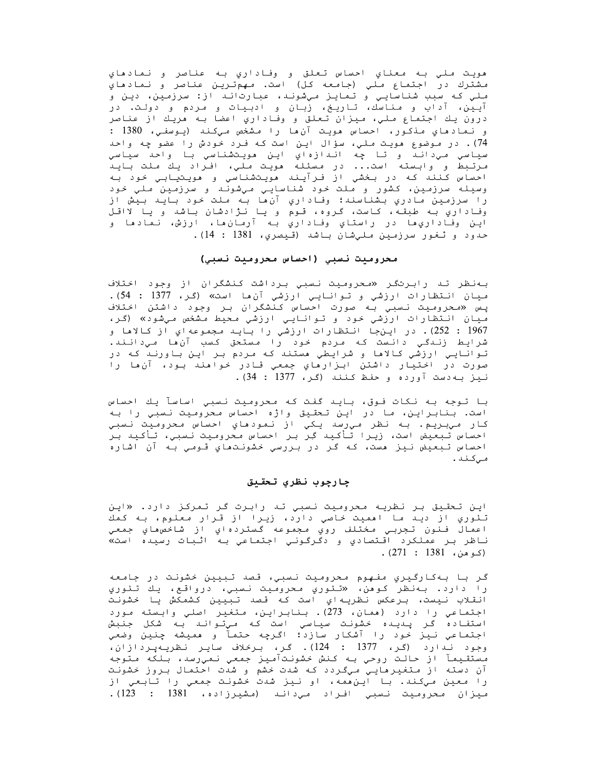هويت ملي به معناي احساس تعلق و وفاداري به عناصر و نمادهاي مشترك در اجتماع ملي (جامعه كل) است. مهم‌ترين عناصر و نمادهاي ملي كه سبب شناسايي و تمايز مي‌شوند، عبارت‌اند از: سرزمين، دين و آيين، آداب و مناسك، تاريخ، زبان و ادبيات و مردم و دولت. در درون يك اجتماع ملي، ميزان تعلق و وفاداري اعضا به هريك از عناصر و نمادهاي مذكور، احساس هويت آن‌ها را مشخص مي‌كند (يوسفي، 1380 : 74). در موضوع هويت ملي، سؤال اين است كه فرد خودش را عضو چه واحد سياسي مي‌داند و تا چه اندازه‌اي اين هويت‌شناسي با واحد سياسي مرتبط و وابسته است... در مسئله هويت ملي، افراد يك ملت بايد احساس كنند كه در بخشي از فرآيند هويت‌شناسي و هويت‌يابي خود به وسيله سرزمين، كشور و ملت خود شناسايي مي‌شوند و سرزمين ملي خود را سرزمين مادري بشناسند؛ وفاداري آن‌ها به ملت خود بايد بيش از وفاداري به طبقه، كاست، گروه، قوم و يا نژادشان باشد و يا لااقل اين وفاداري‌ها در راستاي وفاداري به آرمان‌ها، ارزش، نمادها و حدود و ثغور سرزمين ملي‌شان باشد (قيصري، 1381 : 14).

## محروميت نسبي (احساس محروميت نسبي)

به‌نظر تد رابرت‌گر «محروميت نسبي برداشت كنشگران از وجود اختلاف ميان انتظارات ارزشي و توانايي ارزشي آن‌ها است» (گر، 1377 : 54). پس «محروميت نسبي به صورت احساس كنشگران بر وجود داشتن اختلاف ميان انتظارات ارزشي خود و توانايي ارزشي محيط مشخص مي‌شود» (گر، 1967 : 252). در اين‌جا انتظارات ارزشي را بايد مجموعه‌اي از كالاها و شرايط زندگي دانست كه مردم خود را مستحق كسب آن‌ها مي‌دانند. توانايي ارزشي كالاها و شرايطي هستند كه مردم بر اين باورند كه در صورت در اختيار داشتن ابزارهاي جمعي قادر خواهند بود، آن‌ها را نيز به‌دست آورده و حفظ كنند (گر، 1377 : 34).

با توجه به نكات فوق، بايد گفت كه محروميت نسبي اساساً يك احساس است. بنابراين، ما در اين تحقيق واژه احساس محروميت نسبي را به كار مي‌بريم. به نظر مي‌رسد يكي از نمودهاي احساس محروميت نسبي احساس تبعيض است، زيرا تأكيد گر بر احساس محروميت نسبي، تأكيد بر احساس تبعيض نيز هست، كه گر در بررسي خشونت‌هاي قومي به آن اشاره مي‌كند.

## چارچوب نظري تحقيق

اين تحقيق بر نظريه محروميت نسبي تد رابرت گر تمركز دارد. «اين تئوري از ديد ما اهميت خاصي دارد، زيرا از قرار معلوم، به كمك اعمال فنون تجربي مختلف روي مجموعه گسترده‌اي از شاخص‌هاي جمعي ناظر بر عملكرد اقتصادي و دگرگوني اجتماعي به اثبات رسيده است» (كوهن، 1381 : 271).

گر با به‌كارگيري مفهوم محروميت نسبي، قصد تبيين خشونت در جامعه را دارد. به‌نظر كوهن، «تئوري محروميت نسبي، درواقع، يك تئوري انقلاب نيست، برعكس نظريه‌اي است كه قصد تبيين كشمكش يا خشونت اجتماعي را دارد (همان، 273). بنابراين، متغير اصلي وابسته مورد استفاده گر پديده خشونت سياسي است كه مي‌تواند به شكل جنبش اجتماعي نيز خود را آشكار سازد؛ اگرچه حتماً و هميشه چنين وضعي وجود ندارد (گر، 1377 : 124). گر، برخلاف ساير نظريه‌پردازان، مستقيماً از حالت روحي به كنش خشونت‌آميز جمعي نمي‌رسد، بلكه متوجه آن دسته از متغيرهايي مي‌گردد كه شدت خشم و شدت احتمال بروز خشونت را معين مي‌كند. با اين‌همه، او نيز شدت خشونت جمعي را تابعي از ميزان محروميت نسبي افراد مي‌داند (مشيرزاده، 1381 : 123).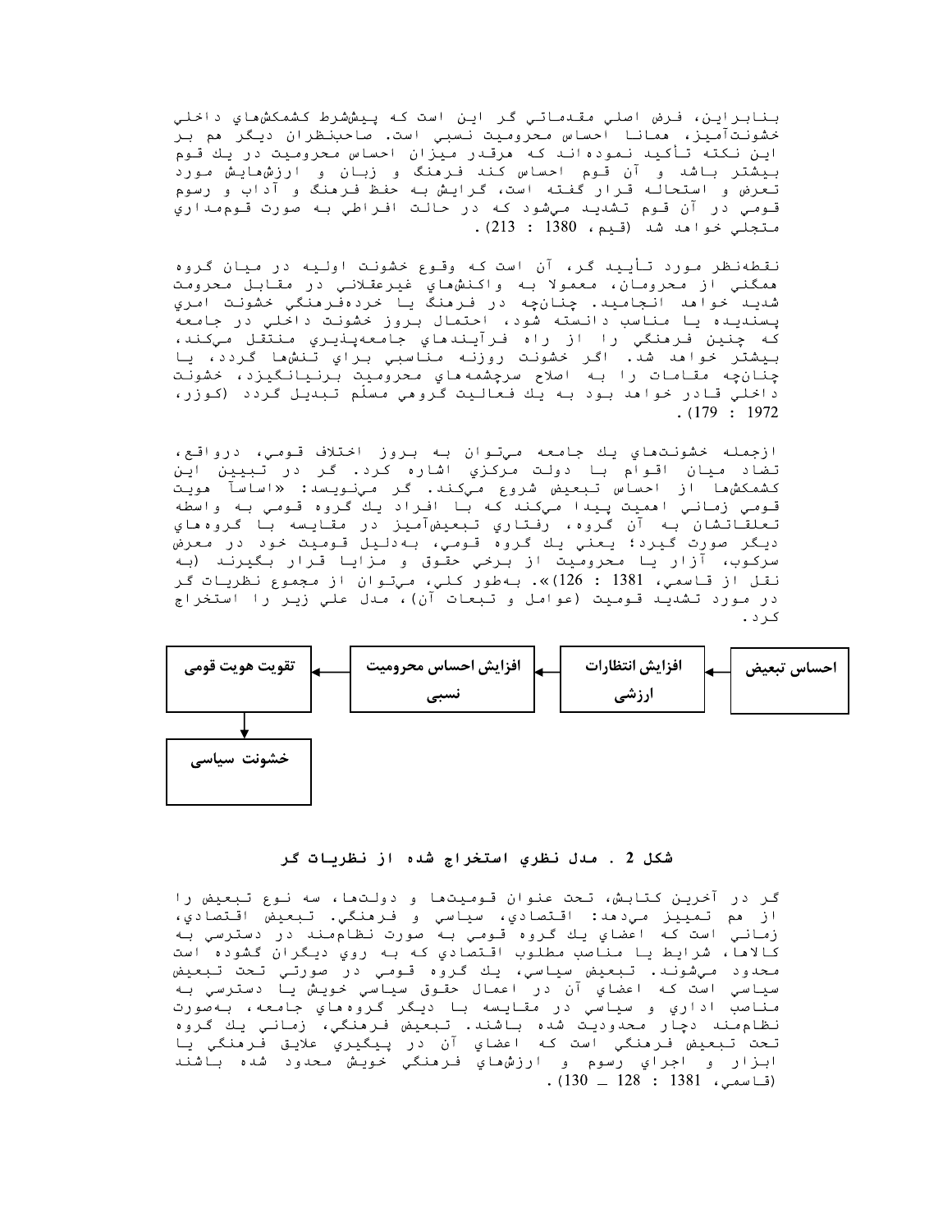بنابراين، فرض اصلي مقدماتي گر اين است كه پيش‌شرط كشمكش‌هاي داخلي خشونت‌آميز، همانا احساس محروميت نسبي است. صاحب‌نظران ديگر هم بر اين نكته تأكيد نموده‌اند كه هرقدر ميزان احساس محروميت در يك قوم بيشتر باشد و آن قوم احساس كند فرهنگ و زبان و ارزش‌هايش مورد تعرض و استحاله قرار گفته است، گرايش به حفظ فرهنگ و آداب و رسوم قومي در آن قوم تشديد مي‌شود كه در حالت افراطي به صورت قوم‌مداري متجلي خواهد شد (قيم، 1380 : 213).

نقطه‌نظر مورد تأييد گر، آن است كه وقوع خشونت اوليه در ميان گروه همگني از محرومان، معمولا به واكنش‌هاي غيرعقلاني در مقابل محرومت شديد خواهد انجاميد. چنانچه در فرهنگ يا خرده‌فرهنگي خشونت امري پسنديده يا مناسب دانسته شود، احتمال بروز خشونت داخلي در جامعه كه چنين فرهنگي را از راه فرآيندهاي جامعه‌پذيري منتقل مي‌كند، بيشتر خواهد شد. اگر خشونت روزنه مناسبي براي تنش‌ها گردد، يا چنانچه مقامات را به اصلاح سرچشمه‌هاي محروميت برنيانگيزد، خشونت داخلي قادر خواهد بود به يك فعاليت گروهي مسلّم تبديل گردد (كوزر، 1972 : 179).

ازجمله خشونت‌هاي يك جامعه مي‌توان به بروز اختلاف قومي، درواقع، تضاد ميان اقوام با دولت مركزي اشاره كرد. گر در تبيين اين كشمكش‌ها از احساس تبعيض شروع مي‌كند. گر مي‌نويسد: «اساساً هويت قومي زماني اهميت پيدا مي‌كند كه با افراد يك گروه قومي به واسطه تعلقاتشان به آن گروه، رفتاري تبعيض‌آميز در مقايسه با گروه‌هاي ديگر صورت گيرد؛ يعني يك گروه قومي، به‌دليل قوميت خود در معرض سركوب، آزار يا محروميت از برخي حقوق و مزايا قرار بگيرند (به نقل از قاسمي، 1381 : 126)». به‌طور كلي، مي‌توان از مجموع نظريات گر در مورد تشديد قوميت (عوامل و تبعات آن)، مدل علي زير را استخراج كرد.

احساس تبعيض ← افزايش انتظارات ارزشي ← افزايش احساس محروميت نسبي ← تقويت هويت قومي ← خشونت سياسی

شكل 2 . مدل نظري استخراج شده از نظريات گر

گر در آخرين كتابش، تحت عنوان قوميت‌ها و دولت‌ها، سه نوع تبعيض را از هم تميز مي‌دهد: اقتصادي، سياسي و فرهنگي. تبعيض اقتصادي، زماني است كه اعضاي يك گروه قومي به صورت نظام‌مند در دسترسي به كالاها، شرايط يا مناصب مطلوب اقتصادي كه به روي ديگران گشوده است محدود مي‌شوند. تبعيض سياسي، يك گروه قومي در صورتي تحت تبعيض سياسي است كه اعضاي آن در اعمال حقوق سياسي خويش يا دسترسي به مناصب اداري و سياسي در مقايسه با ديگر گروه‌هاي جامعه، به‌صورت نظام‌مند دچار محدوديت شده باشند. تبعيض فرهنگي، زماني يك گروه تحت تبعيض فرهنگي است كه اعضاي آن در پيگيري علايق فرهنگي يا ابزار و اجراي رسوم و ارزش‌هاي فرهنگي خويش محدود شده باشند (قاسمي، 1381 : 128 ــ 130).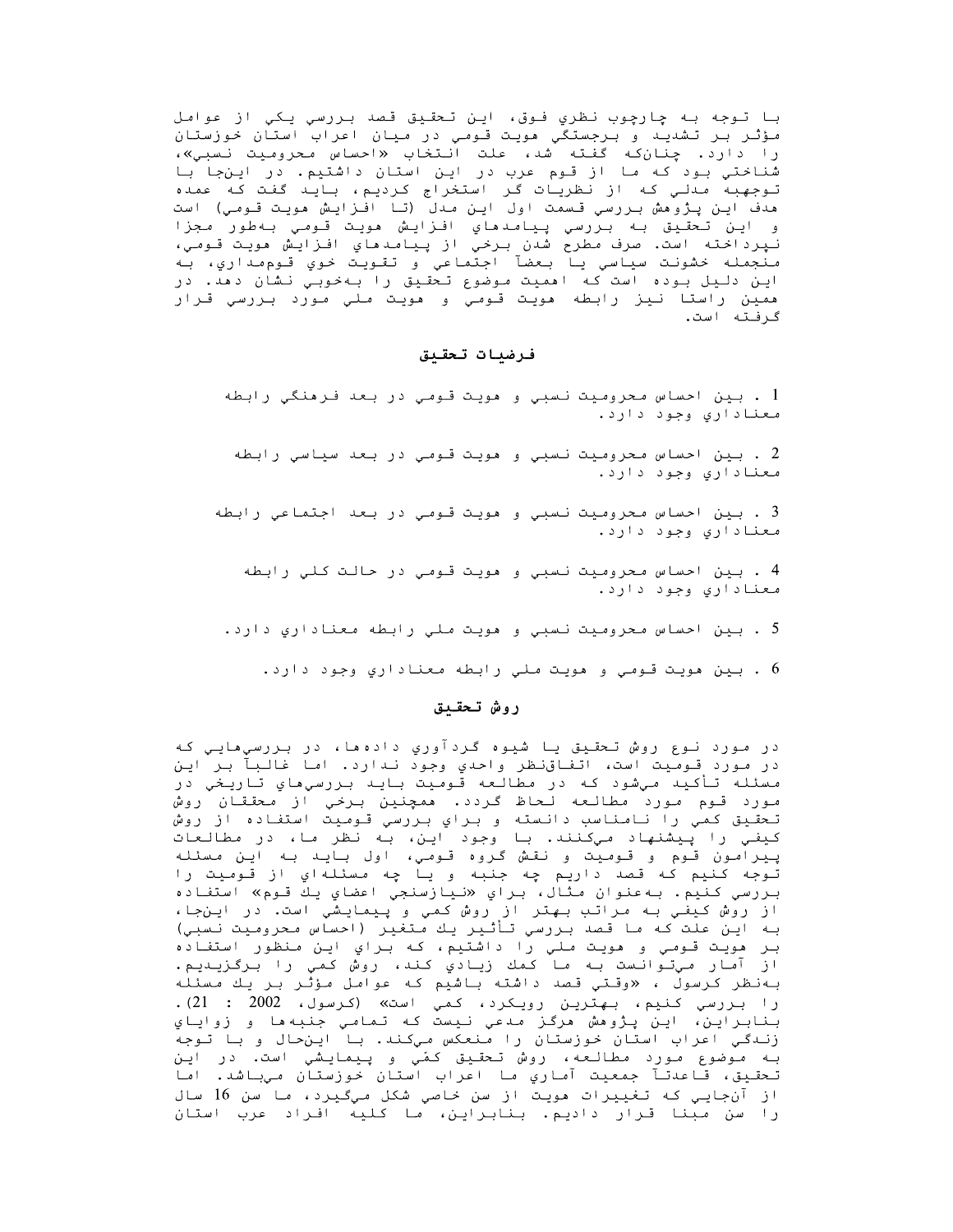با توجه به چارچوب نظري فوق، اين تحقيق قصد بررسي يكي از عوامل مؤثر بر تشديد و برجستگي هويت قومي در ميان اعراب استان خوزستان را دارد. چنانكه گفته شد، علت انتخاب «احساس محروميت نسبي»، شناختي بود كه ما از قوم عرب در اين استان داشتيم. در اينجا با توجهبه مدلي كه از نظريات گر استخراج كرديم، بايد گفت كه عمده هدف اين پژوهش بررسي قسمت اول اين مدل (تا افزايش هويت قومي) است و اين تحقيق به بررسي پيامدهاي افزايش هويت قومي بهطور مجزا نپرداخته است. صرف مطرح شدن برخي از پيامدهاي افزايش هويت قومي، منجمله خشونت سياسي يا بعضاً اجتماعي و تقويت خوي قومداري، به اين دليل بوده است كه اهميت موضوع تحقيق را بهخوبي نشان دهد. در همين راستا نيز رابطه هويت قومي و هويت ملي مورد بررسي قرار گرفته است.

## فرضيات تحقيق

1 . بين احساس محروميت نسبي و هويت قومي در بعد فرهنگي رابطه معناداري وجود دارد.

2 . بين احساس محروميت نسبي و هويت قومي در بعد سياسي رابطه معناداري وجود دارد.

3 . بين احساس محروميت نسبي و هويت قومي در بعد اجتماعي رابطه معناداري وجود دارد.

4 . بين احساس محروميت نسبي و هويت قومي در حالت كلي رابطه معناداري وجود دارد.

5 . بين احساس محروميت نسبي و هويت ملي رابطه معناداري دارد.

6 . بين هويت قومي و هويت ملي رابطه معناداري وجود دارد.

## روش تحقيق

در مورد نوع روش تحقيق يا شيوه گردآوري دادهها، در بررسيهايي كه در مورد قوميت است، اتفاقنظر واحدي وجود ندارد. اما غالباً بر اين مسئله تأكيد ميشود كه در مطالعه قوميت بايد بررسيهاي تاريخي در مورد قوم مورد مطالعه لحاظ گردد. همچنين برخي از محققان روش تحقيق كمي را نامناسب دانسته و براي بررسي قوميت استفاده از روش كيفي را پيشنهاد ميكنند. با وجود اين، به نظر ما، در مطالعات پيرامون قوم و قوميت و نقش گروه قومي، اول بايد به اين مسئله توجه كنيم كه قصد داريم چه جنبه و يا چه مسئلهاي از قوميت را بررسي كنيم. بهعنوان مثال، براي «نيازسنجي اعضاي يك قوم» استفاده از روش كيفي به مراتب بهتر از روش كمي و پيمايشي است. در اينجا، به اين علت كه ما قصد بررسي تأثير يك متغير (احساس محروميت نسبي) بر هويت قومي و هويت ملي را داشتيم، كه براي اين منظور استفاده از آمار ميتوانست به ما كمك زيادي كند، روش كمي را برگزيديم. بهنظر كرسول ، «وقتي قصد داشته باشيم كه عوامل مؤثر بر يك مسئله را بررسي كنيم، بهترين رويكرد، كمي است» (كرسول، 2002 : 21). بنابراين، اين پژوهش هرگز مدعي نيست كه تمامي جنبهها و زواياي زندگي اعراب استان خوزستان را منعكس ميكند. با اينحال و با توجه به موضوع مورد مطالعه، روش تحقيق كمّي و پيمايشي است. در اين تحقيق، قاعدتاً جمعيت آماري ما اعراب استان خوزستان ميباشد. اما از آنجايي كه تغييرات هويت از سن خاصي شكل ميگيرد، ما سن 16 سال را سن مبنا قرار داديم. بنابراين، ما كليه افراد عرب استان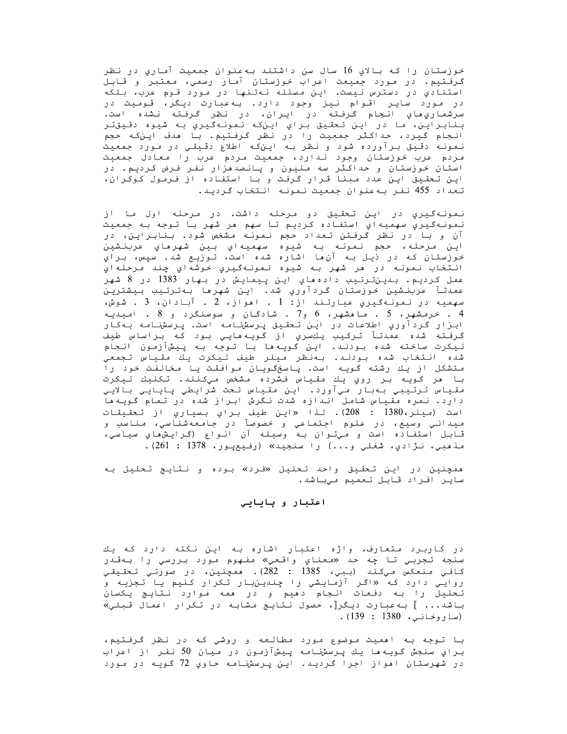خوزستان را که بالاي 16 سال سن داشتند به‌عنوان جمعيت آماري در نظر گرفتيم. در مورد جميعت اعراب خوزستان آمار رسمي، معتبر و قابل استنادي در دسترس نيست. اين مسئله نه‌تنها در مورد قوم عرب، بلكه در مورد ساير اقوام نيز وجود دارد. به‌عبارت ديگر، قوميت در سرشماري‌هاي انجام گرفته در ايران، در نظر گرفته نشده است. بنابراين، ما در اين تحقيق براي اين‌كه نمونه‌گيري به شيوه دقيق‌تر انجام گيرد، حداكثر جمعيت را در نظر گرفتيم. با هدف اين‌كه حجم نمونه دقيق برآورده شود و نظر به اين‌كه اطلاع دقيقي در مورد جمعيت مردم عرب خوزستان وجود ندارد، جمعيت مردم عرب را معادل جمعيت استان خوزستان و حداكثر سه مليون و پانصدهزار نفر فرض كرديم. در اين تحقيق اين عدد مبنا قرار گرفت و با استفاده از فرمول كوكران، تعداد 455 نفر به‌عنوان جمعيت نمونه انتخاب گرديد.

نمونه‌گيري در اين تحقيق دو مرحله داشت. در مرحله اول ما از نمونه‌گيري سهميه‌اي استفاده كرديم تا سهم هر شهر با توجه به جمعيت آن و با در نظر گرفتن تعداد حجم نمونه مشخص شود. بنابراين، در اين مرحله، حجم نمونه به شيوه سهميه‌اي بين شهرهاي عرب‌نشين خوزستان كه در ذيل به آن‌ها اشاره شده است، توزيع شد. سپس، براي انتخاب نمونه در هر شهر به شيوه نمونه‌گيري خوشه‌اي چند مرحله‌اي عمل كرديم. بدين‌ترتيب داده‌هاي اين پيمايش در بهار 1383 در 8 شهر عمدتاً عرب‌نشين خوزستان گردآوري شد. اين شهرها به‌ترتيب بيشترين سهميه در نمونه‌گيري عبارتند از: 1. اهواز، 2. آبادان، 3. شوش، 4. خرمشهر، 5. ماهشهر، 6 و7. شادگان و سوسنگرد و 8. اميديه ابزار گردآوري اطلاعات در اين تحقيق پرسشنامه است. پرسشنامه به‌كار گرفته شده عمدتاً تركيب يك‌سري از گويه‌هايي بود كه براساس طيف ليكرت ساخته شده بودند. اين گويه‌ها با توجه به پيش‌آزمون انجام شده انتخاب شده بودند. به‌نظر ميلر طيف ليكرت يك مقياس تجمعي متشكل از يك رشته گويه است. پاسخ‌گويان موافقت يا مخالفت خود را با هر گويه بر روي يك مقياس فشرده مشخص مي‌كنند. تكنيك ليكرت مقياس ترتيبي به‌بار مي‌آورد. اين مقياس تحت شرايطي پايايي بالايي دارد. نمره مقياس شامل اندازه شدت نگرش ابراز شده در تمام گويه‌ها است (ميلر،1380 : 208). لذا «اين طيف براي بسياري از تحقيقات ميداني وسيع، در علوم اجتماعي و خصوصاً در جامعه‌شناسي، مناسب و قابل استفاده است و مي‌توان به وسيله آن انواع (گرايش‌هاي سياسي، مذهبي، نژادي، شغلي و...) را سنجيد» (رفيع‌پور، 1378 : 261).

همچنين در اين تحقيق واحد تحليل «فرد» بوده و نتايج تحليل به ساير افراد قابل تعميم مي‌باشد.

## اعتبار و پايايي

در كاربرد متعارف، واژه اعتبار اشاره به اين نكته دارد كه يك سنجه تجربي تا چه حد «معناي واقعي» مفهوم مورد بررسي را به‌قدر كافي منعكس مي‌كند (ببي، 1385 : 282). همچنين، در صورتي تحقيقي روايي دارد كه «اگر آزمايشي را چندين‌بار تكرار كنيم يا تجزيه و تحليل را به دفعات انجام دهيم و در همه موارد نتايج يكسان باشد... ] به‌عبارت ديگر[، حصول نتايج مشابه در تكرار اعمال قبلي» (ساروخاني، 1380 : 139).

با توجه به اهميت موضوع مورد مطالعه و روشي كه در نظر گرفتيم، براي سنجش گويه‌ها يك پرسشنامه پيش‌آزمون در ميان 50 نفر از اعراب در شهرستان اهواز اجرا گرديد. اين پرسشنامه حاوي 72 گويه در مورد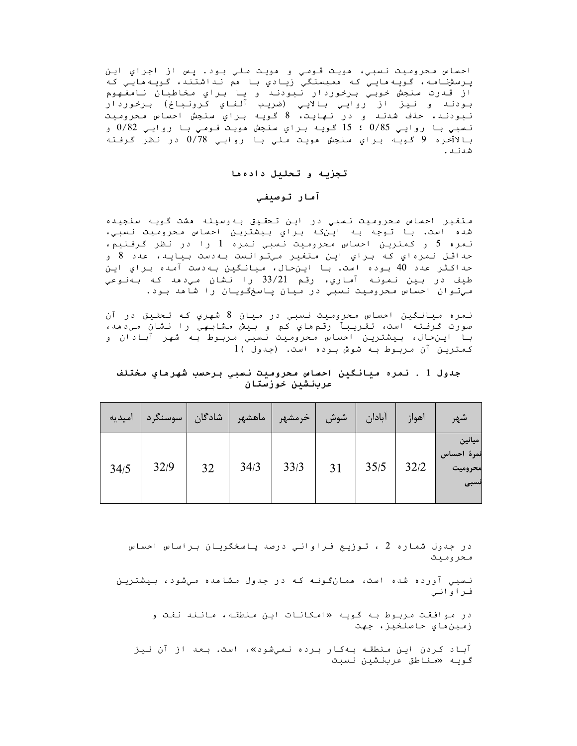احساس محرومیت نسبي، هویت قومي و هویت ملي بود. پس از اجراي این پرسشنامه، گویه‌هایي که همبستگي زیادي با هم نداشتند، گویه‌هایي که از قدرت سنجش خوبي برخوردار نبودند و یا براي مخاطبان نامفهوم بودند و نیز از روایي بالایي (ضریب آلفاي کرونباخ) برخوردار نبودند، حذف شدند و در نهایت، 8 گویه براي سنجش احساس محرومیت نسبي با روایي 0/85 ؛ 15 گویه براي سنجش هویت قومي با روایي 0/82 و بالاآخره 9 گویه براي سنجش هویت ملي با روایي 0/78 در نظر گرفته شدند.

## تجزیه و تحلیل داده‌ها

### آمار توصیفي

متغیر احساس محرومیت نسبي در این تحقیق به‌وسیله هشت گویه سنجیده شده است. با توجه به این‌که براي بیشترین احساس محرومیت نسبي، نمره 5 و کمترین احساس محرومیت نسبي نمره 1 را در نظر گرفتیم، حداقل نمره‌اي که براي این متغیر مي‌توانست به‌دست بیاید، عدد 8 و حداکثر عدد 40 بوده است. با این‌حال، میانگین به‌دست آمده براي این طیف در بین نمونه آماري، رقم 33/21 را نشان مي‌دهد که به‌نوعي مي‌توان احساس محرومیت نسبي در میان پاسخگویان را شاهد بود.

نمره میانگین احساس محرومیت نسبي در میان 8 شهري که تحقیق در آن صورت گرفته است، تقریباً رقم‌هاي کم و بیش مشابهي را نشان مي‌دهد، با این‌حال، بیشترین احساس محرومیت نسبي مربوط به شهر آبادان و کمترین آن مربوط به شوش بوده است. (جدول 1)

**جدول 1 . نمره میانگین احساس محرومیت نسبي برحسب شهرهاي مختلف عربنشین خوزستان**

| شهر | اهواز | آبادان | شوش | خرمشهر | ماهشهر | شادگان | سوسنگرد | امیدیه |
|---|---|---|---|---|---|---|---|---|
| میانین نمرهٔ احساس محرومیت نسبی | 32/2 | 35/5 | 31 | 33/3 | 34/3 | 32 | 32/9 | 34/5 |

در جدول شماره 2 ، توزیع فراواني درصد پاسخگویان براساس احساس محرومیت

نسبي آورده شده است، همان‌گونه که در جدول مشاهده مي‌شود، بیشترین فراواني

در موافقت مربوط به گویه «امکانات این منطقه، مانند نفت و زمین‌هاي حاصلخیز، جهت

آباد کردن این منطقه به‌کار برده نمي‌شود»، است. بعد از آن نیز گویه «مناطق عربنشین نسبت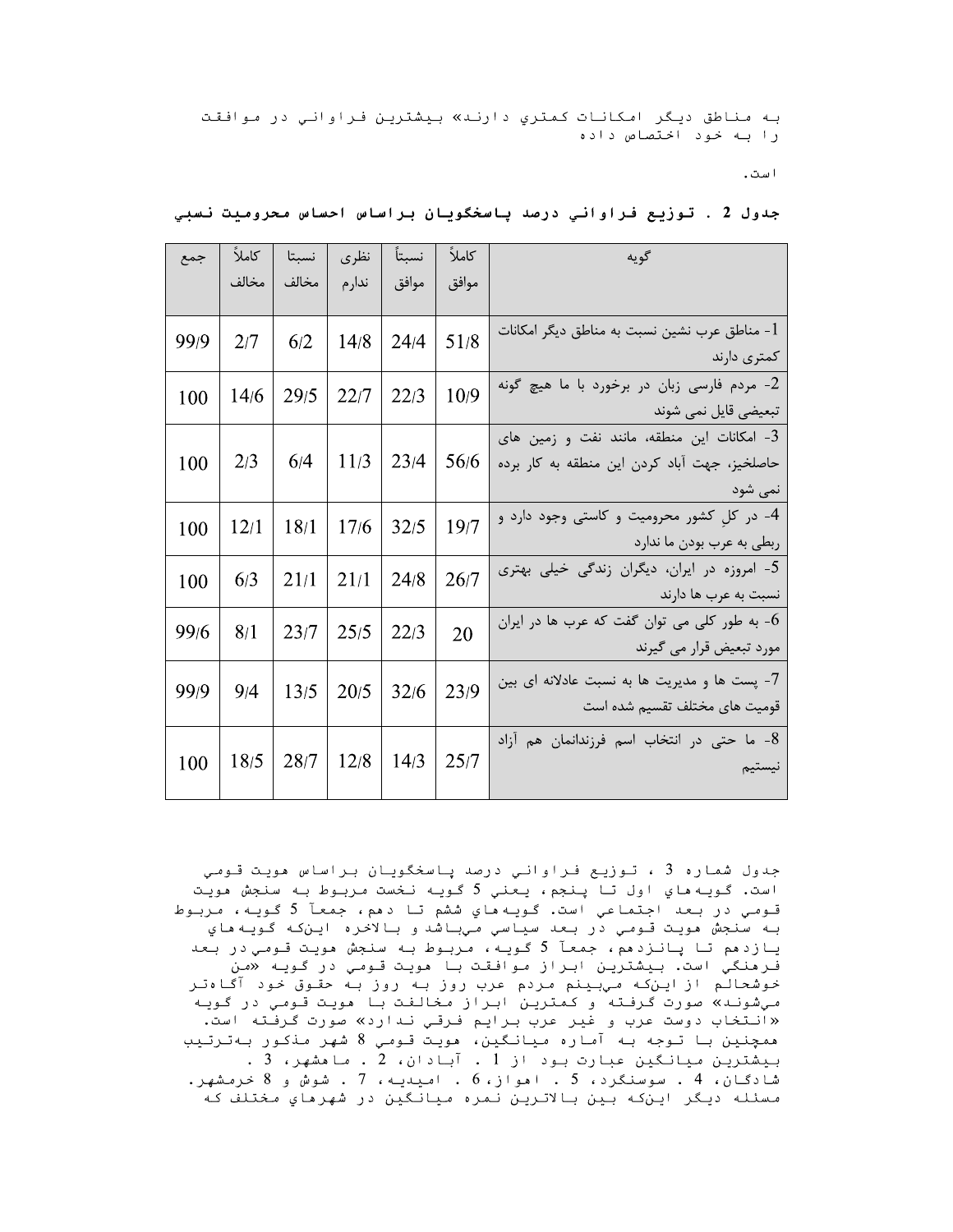به مناطق ديگر امكانات كمتري دارند» بيشترين فراواني در موافقت را به خود اختصاص داده است.

**جدول 2 . توزيع فراواني درصد پاسخگويان براساس احساس محروميت نسبي**

| گویه | کاملاً موافق | نسبتاً موافق | نظری ندارم | نسبتا مخالف | کاملاً مخالف | جمع |
|---|---|---|---|---|---|---|
| 1- مناطق عرب نشین نسبت به مناطق دیگر امکانات کمتری دارند | 51/8 | 24/4 | 14/8 | 6/2 | 2/7 | 99/9 |
| 2- مردم فارسی زبان در برخورد با ما هیچ گونه تبعیضی قایل نمی شوند | 10/9 | 22/3 | 22/7 | 29/5 | 14/6 | 100 |
| 3- امکانات این منطقه، مانند نفت و زمین های حاصلخیز، جهت آباد کردن این منطقه به کار برده نمی شود | 56/6 | 23/4 | 11/3 | 6/4 | 2/3 | 100 |
| 4- در کلِ کشور محرومیت و کاستی وجود دارد و ربطی به عرب بودن ما ندارد | 19/7 | 32/5 | 17/6 | 18/1 | 12/1 | 100 |
| 5- امروزه در ایران، دیگران زندگی خیلی بهتری نسبت به عرب ها دارند | 26/7 | 24/8 | 21/1 | 21/1 | 6/3 | 100 |
| 6- به طور کلی می توان گفت که عرب ها در ایران مورد تبعیض قرار می گیرند | 20 | 22/3 | 25/5 | 23/7 | 8/1 | 99/6 |
| 7- پست ها و مدیریت ها به نسبت عادلانه ای بین قومیت های مختلف تقسیم شده است | 23/9 | 32/6 | 20/5 | 13/5 | 9/4 | 99/9 |
| 8- ما حتی در انتخاب اسم فرزندانمان هم آزاد نیستیم | 25/7 | 14/3 | 12/8 | 28/7 | 18/5 | 100 |

جدول شماره 3 ، توزيع فراواني درصد پاسخگويان براساس هويت قومي است. گويه‌هاي اول تا پنجم، يعني 5 گويه نخست مربوط به سنجش هويت قومي در بعد اجتماعي است. گويه‌هاي ششم تا دهم، جمعاً 5 گويه، مربوط به سنجش هويت قومي در بعد سياسي مي‌باشد و بالاخره اين‌كه گويه‌هاي يازدهم تا پانزدهم، جمعاً 5 گويه، مربوط به سنجش هويت قومي در بعد فرهنگي است. بيشترين ابراز موافقت با هويت قومي در گويه «من خوشحالم از اين‌كه مي‌بينم مردم عرب روز به روز به حقوق خود آگاه‌تر مي‌شوند» صورت گرفته و كمترين ابراز مخالفت با هويت قومي در گويه «انتخاب دوست عرب و غير عرب برايم فرقي ندارد» صورت گرفته است. همچنين با توجه به آماره ميانگين، هويت قومي 8 شهر مذكور به‌ترتيب بيشترين ميانگين عبارت بود از 1 . آبادان، 2 . ماهشهر، 3 . شادگان، 4 . سوسنگرد، 5 . اهواز، 6 . اميديه، 7 . شوش و 8 خرمشهر. مسئله ديگر اين‌كه بين بالاترين نمره ميانگين در شهرهاي مختلف كه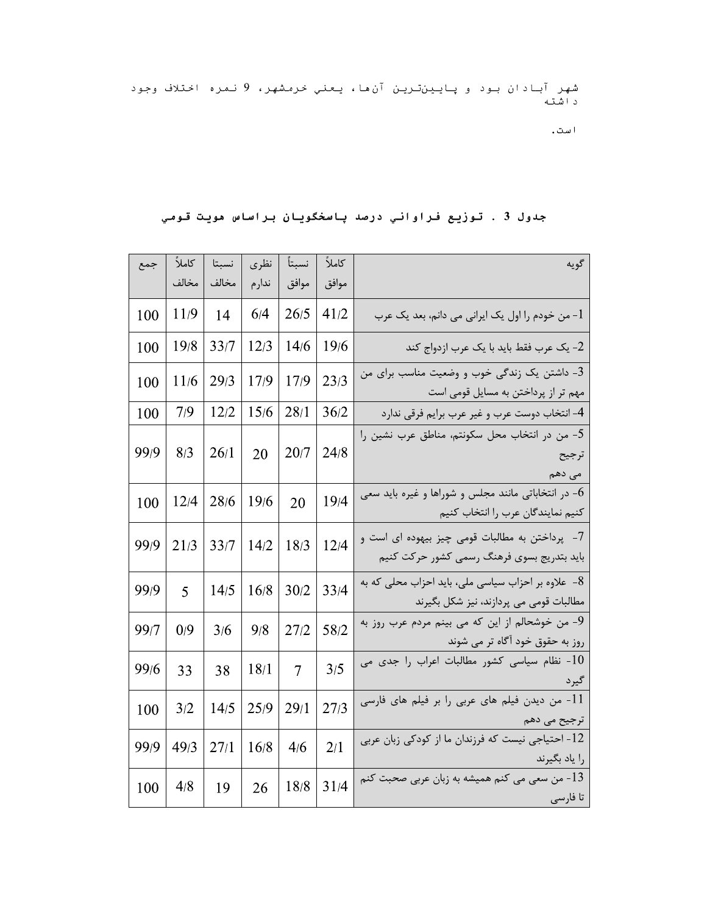شهر آبادان بود و پایین‌ترین آن‌ها، یعنی خرمشهر، 9 نمره اختلاف وجود داشته است.

### جدول 3 . توزیع فراوانی درصد پاسخگویان براساس هویت قومی

| گویه | کاملاً موافق | نسبتاً موافق | نظری ندارم | نسبتا مخالف | کاملاً مخالف | جمع |
|---|---|---|---|---|---|---|
| 1- من خودم را اول یک ایرانی می دانم، بعد یک عرب | 41/2 | 26/5 | 6/4 | 14 | 11/9 | 100 |
| 2- یک عرب فقط باید با یک عرب ازدواج کند | 19/6 | 14/6 | 12/3 | 33/7 | 19/8 | 100 |
| 3- داشتن یک زندگی خوب و وضعیت مناسب برای من مهم تر از پرداختن به مسایل قومی است | 23/3 | 17/9 | 17/9 | 29/3 | 11/6 | 100 |
| 4- انتخاب دوست عرب و غیر عرب برایم فرقی ندارد | 36/2 | 28/1 | 15/6 | 12/2 | 7/9 | 100 |
| 5- من در انتخاب محل سکونتم، مناطق عرب نشین را ترجیح می دهم | 24/8 | 20/7 | 20 | 26/1 | 8/3 | 99/9 |
| 6- در انتخاباتی مانند مجلس و شوراها و غیره باید سعی کنیم نمایندگان عرب را انتخاب کنیم | 19/4 | 20 | 19/6 | 28/6 | 12/4 | 100 |
| 7- پرداختن به مطالبات قومی چیز بیهوده ای است و باید بتدریج بسوی فرهنگ رسمی کشور حرکت کنیم | 12/4 | 18/3 | 14/2 | 33/7 | 21/3 | 99/9 |
| 8- علاوه بر احزاب سیاسی ملی، باید احزاب محلی که به مطالبات قومی می پردازند، نیز شکل بگیرند | 33/4 | 30/2 | 16/8 | 14/5 | 5 | 99/9 |
| 9- من خوشحالم از این که می بینم مردم عرب روز به روز به حقوق خود آگاه تر می شوند | 58/2 | 27/2 | 9/8 | 3/6 | 0/9 | 99/7 |
| 10- نظام سیاسی کشور مطالبات اعراب را جدی می گیرد | 3/5 | 7 | 18/1 | 38 | 33 | 99/6 |
| 11- من دیدن فیلم های عربی را بر فیلم های فارسی ترجیح می دهم | 27/3 | 29/1 | 25/9 | 14/5 | 3/2 | 100 |
| 12- احتیاجی نیست که فرزندان ما از کودکی زبان عربی را یاد بگیرند | 2/1 | 4/6 | 16/8 | 27/1 | 49/3 | 99/9 |
| 13- من سعی می کنم همیشه به زبان عربی صحبت کنم تا فارسی | 31/4 | 18/8 | 26 | 19 | 4/8 | 100 |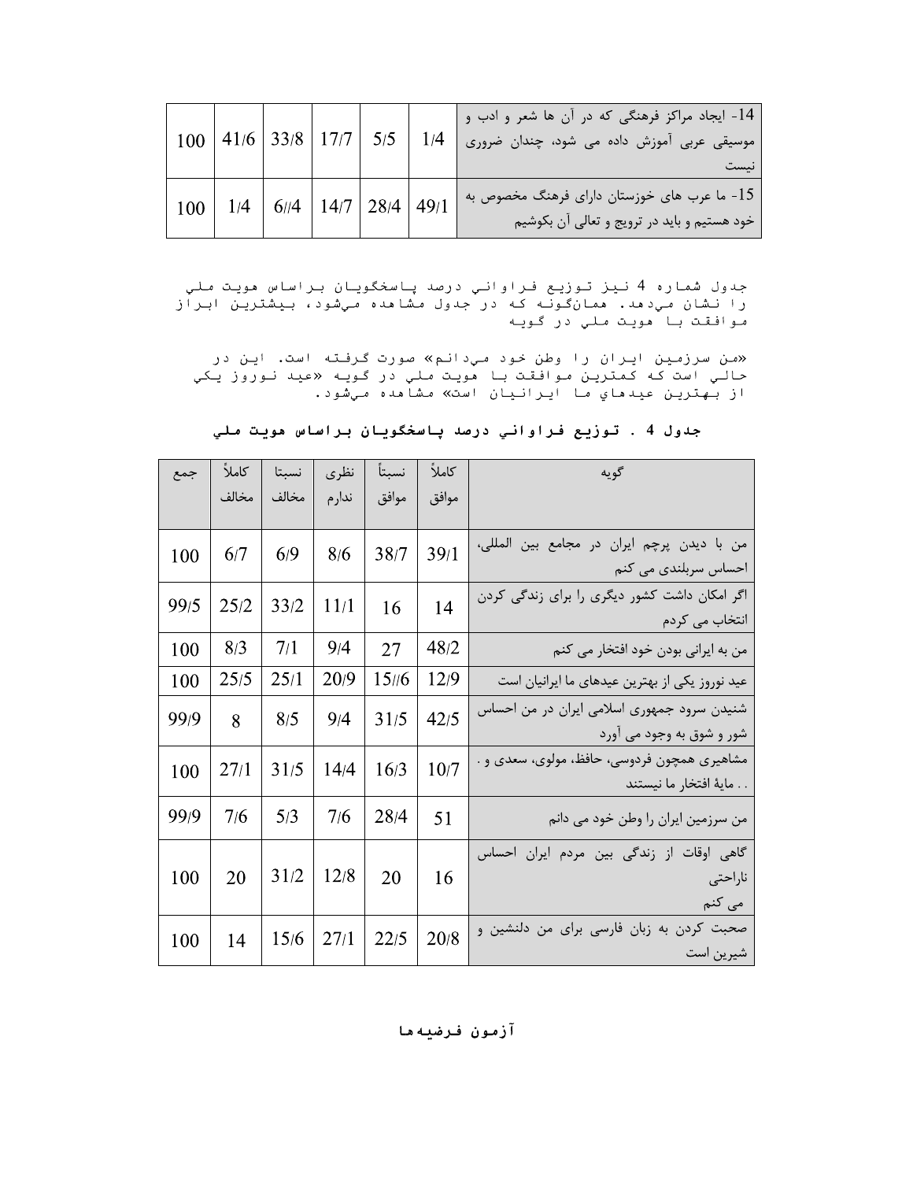| گویه | | | | | | |
|---|---|---|---|---|---|---|
| 14- ایجاد مراکز فرهنگی که در آن ها شعر و ادب و موسیقی عربی آموزش داده می شود، چندان ضروری نیست | 1/4 | 5/5 | 17/7 | 33/8 | 41/6 | 100 |
| 15- ما عرب های خوزستان دارای فرهنگ مخصوص به خود هستیم و باید در ترویج و تعالی آن بکوشیم | 49/1 | 28/4 | 14/7 | 6//4 | 1/4 | 100 |

جدول شماره 4 نیز توزیع فراوانی درصد پاسخگویان براساس هویت ملي را نشان میدهد. همانگونه که در جدول مشاهده میشود، بیشترین ابراز موافقت با هویت ملي در گویه «من سرزمین ایران را وطن خود میدانم» صورت گرفته است. این در حالي است که کمترین موافقت با هویت ملي در گویه «عید نوروز یکي از بهترین عیدهاي ما ایرانیان است» مشاهده میشود.

**جدول 4 . توزیع فراواني درصد پاسخگویان براساس هویت ملي**

| گویه | کاملاً موافق | نسبتاً موافق | نظری ندارم | نسبتا مخالف | کاملاً مخالف | جمع |
|---|---|---|---|---|---|---|
| من با دیدن پرچم ایران در مجامع بین المللی، احساس سربلندی می کنم | 39/1 | 38/7 | 8/6 | 6/9 | 6/7 | 100 |
| اگر امکان داشت کشور دیگری را برای زندگی کردن انتخاب می کردم | 14 | 16 | 11/1 | 33/2 | 25/2 | 99/5 |
| من به ایرانی بودن خود افتخار می کنم | 48/2 | 27 | 9/4 | 7/1 | 8/3 | 100 |
| عید نوروز یکی از بهترین عیدهای ما ایرانیان است | 12/9 | 15//6 | 20/9 | 25/1 | 25/5 | 100 |
| شنیدن سرود جمهوری اسلامی ایران در من احساس شور و شوق به وجود می آورد | 42/5 | 31/5 | 9/4 | 8/5 | 8 | 99/9 |
| مشاهیری همچون فردوسی، حافظ، مولوی، سعدی و . . . مایهٔ افتخار ما نیستند | 10/7 | 16/3 | 14/4 | 31/5 | 27/1 | 100 |
| من سرزمین ایران را وطن خود می دانم | 51 | 28/4 | 7/6 | 5/3 | 7/6 | 99/9 |
| گاهی اوقات از زندگی بین مردم ایران احساس ناراحتی می کنم | 16 | 20 | 12/8 | 31/2 | 20 | 100 |
| صحبت کردن به زبان فارسی برای من دلنشین و شیرین است | 20/8 | 22/5 | 27/1 | 15/6 | 14 | 100 |

## آزمون فرضیهها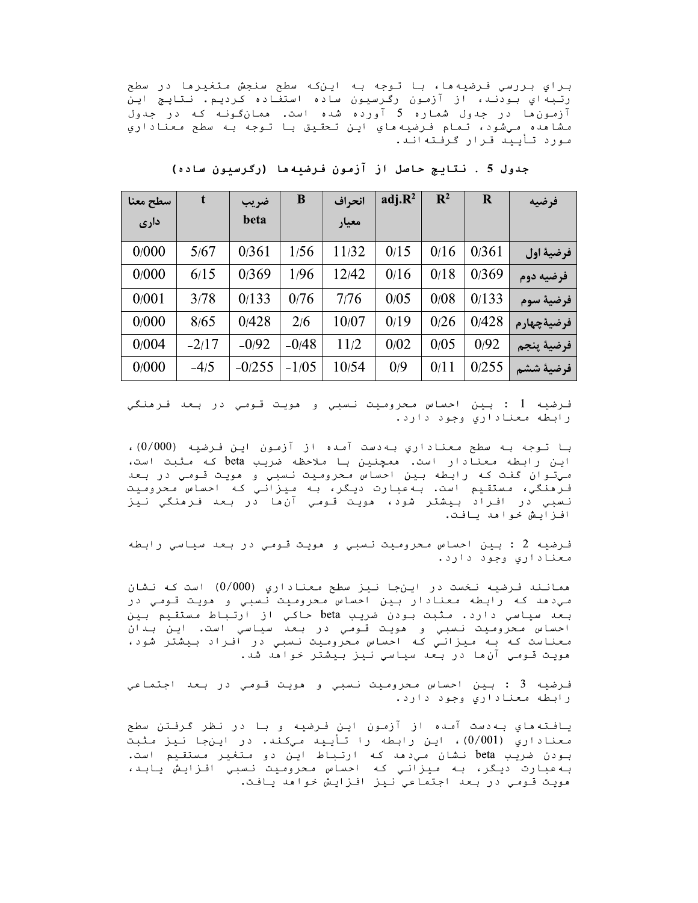براي بررسي فرضيه‌ها، با توجه به اين‌كه سطح سنجش متغيرها در سطح رتبه‌اي بودند، از آزمون رگرسيون ساده استفاده كرديم. نتايج اين آزمون‌ها در جدول شماره 5 آورده شده است. همان‌گونه كه در جدول مشاهده مي‌شود، تمام فرضيه‌هاي اين تحقيق با توجه به سطح معناداري مورد تأييد قرار گرفته‌اند.

**جدول 5 . نتايج حاصل از آزمون فرضيه‌ها (رگرسيون ساده)**

| فرضیه | R | $R^2$ | adj.$R^2$ | انحراف معیار | B | ضریب beta | t | سطح معنا داری |
|---|---|---|---|---|---|---|---|---|
| فرضیهٔ اول | 0/361 | 0/16 | 0/15 | 11/32 | 1/56 | 0/361 | 5/67 | 0/000 |
| فرضیه دوم | 0/369 | 0/18 | 0/16 | 12/42 | 1/96 | 0/369 | 6/15 | 0/000 |
| فرضیهٔ سوم | 0/133 | 0/08 | 0/05 | 7/76 | 0/76 | 0/133 | 3/78 | 0/001 |
| فرضیهٔچهارم | 0/428 | 0/26 | 0/19 | 10/07 | 2/6 | 0/428 | 8/65 | 0/000 |
| فرضیهٔ پنجم | 0/92 | 0/05 | 0/02 | 11/2 | -0/48 | -0/92 | -2/17 | 0/004 |
| فرضیهٔ ششم | 0/255 | 0/11 | 0/9 | 10/54 | -1/05 | -0/255 | -4/5 | 0/000 |

فرضيه 1 : بين احساس محروميت نسبي و هويت قومي در بعد فرهنگي رابطه معناداري وجود دارد.

با توجه به سطح معناداري به‌دست آمده از آزمون اين فرضيه (0/000)، اين رابطه معنادار است. همچنين با ملاحظه ضريب beta كه مثبت است، مي‌توان گفت كه رابطه بين احساس محروميت نسبي و هويت قومي در بعد فرهنگي، مستقيم است. به‌عبارت ديگر، به ميزاني كه احساس محروميت نسبي در افراد بيشتر شود، هويت قومي آن‌ها در بعد فرهنگي نيز افزايش خواهد يافت.

فرضيه 2 : بين احساس محروميت نسبي و هويت قومي در بعد سياسي رابطه معناداري وجود دارد.

همانند فرضيه نخست در اين‌جا نيز سطح معناداري (0/000) است كه نشان مي‌دهد كه رابطه معنادار بين احساس محروميت نسبي و هويت قومي در بعد سياسي دارد. مثبت بودن ضريب beta حاكي از ارتباط مستقيم بين احساس محروميت نسبي و هويت قومي در بعد سياسي است. اين بدان معناست كه به ميزاني كه احساس محروميت نسبي در افراد بيشتر شود، هويت قومي آن‌ها در بعد سياسي نيز بيشتر خواهد شد.

فرضيه 3 : بين احساس محروميت نسبي و هويت قومي در بعد اجتماعي رابطه معناداري وجود دارد.

يافته‌هاي به‌دست آمده از آزمون اين فرضيه و با در نظر گرفتن سطح معناداري (0/001)، اين رابطه را تأييد مي‌كند. در اين‌جا نيز مثبت بودن ضريب beta نشان مي‌دهد كه ارتباط اين دو متغير مستقيم است. به‌عبارت ديگر، به ميزاني كه احساس محروميت نسبي افزايش يابد، هويت قومي در بعد اجتماعي نيز افزايش خواهد يافت.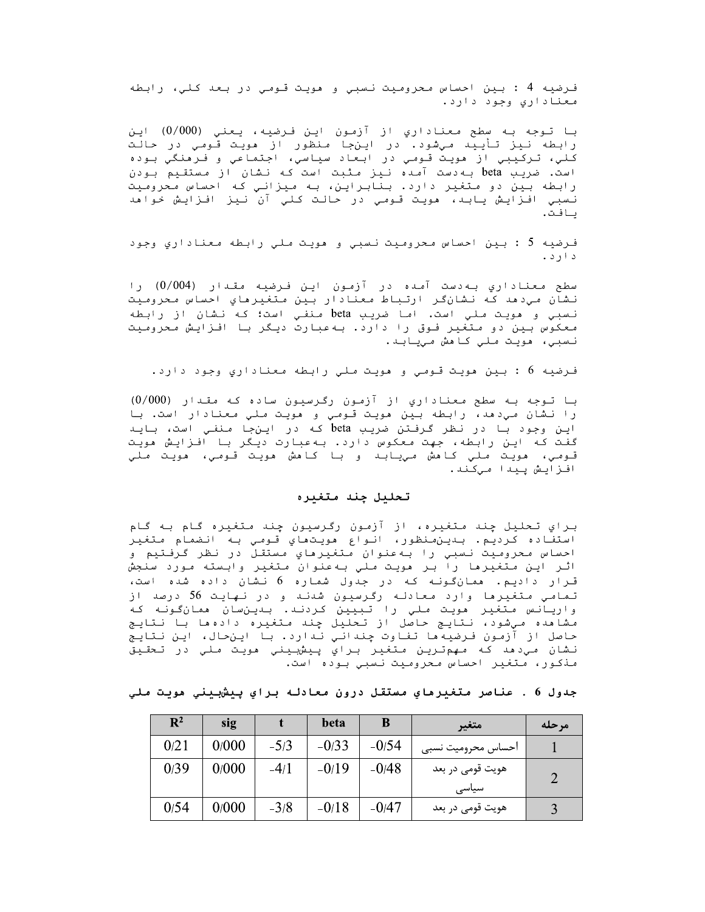فرضيه 4 : بين احساس محروميت نسبي و هويت قومي در بعد كلي، رابطه معناداري وجود دارد.

با توجه به سطح معناداري از آزمون اين فرضيه، يعني (0/000) اين رابطه نيز تأييد مي‌شود. در اينجا منظور از هويت قومي در حالت كلي، تركيبي از هويت قومي در ابعاد سياسي، اجتماعي و فرهنگي بوده است. ضريب beta به‌دست آمده نيز مثبت است كه نشان از مستقيم بودن رابطه بين دو متغير دارد. بنابراين، به ميزاني كه احساس محروميت نسبي افزايش يابد، هويت قومي در حالت كلي آن نيز افزايش خواهد يافت.

فرضيه 5 : بين احساس محروميت نسبي و هويت ملي رابطه معناداري وجود دارد.

سطح معناداري به‌دست آمده در آزمون اين فرضيه مقدار (0/004) را نشان مي‌دهد كه نشانگر ارتباط معنادار بين متغيرهاي احساس محروميت نسبي و هويت ملي است. اما ضريب beta منفي است؛ كه نشان از رابطه معكوس بين دو متغير فوق را دارد. به‌عبارت ديگر با افزايش محروميت نسبي، هويت ملي كاهش مي‌يابد.

فرضيه 6 : بين هويت قومي و هويت ملي رابطه معناداري وجود دارد.

با توجه به سطح معناداري از آزمون رگرسيون ساده كه مقدار (0/000) را نشان مي‌دهد، رابطه بين هويت قومي و هويت ملي معنادار است. با اين وجود با در نظر گرفتن ضريب beta كه در اينجا منفي است، بايد گفت كه اين رابطه، جهت معكوس دارد. به‌عبارت ديگر با افزايش هويت قومي، هويت ملي كاهش مي‌يابد و با كاهش هويت قومي، هويت ملي افزايش پيدا مي‌كند.

## تحليل چند متغيره

براي تحليل چند متغيره، از آزمون رگرسيون چند متغيره گام به گام استفاده كرديم. بدين‌منظور، انواع هويت‌هاي قومي به انضمام متغير احساس محروميت نسبي را به‌عنوان متغيرهاي مستقل در نظر گرفتيم و اثر اين متغيرها را بر هويت ملي به‌عنوان متغير وابسته مورد سنجش قرار داديم. همان‌گونه كه در جدول شماره 6 نشان داده شده است، تمامي متغيرها وارد معادله رگرسيون شدند و در نهايت 56 درصد از واريانس متغير هويت ملي را تبيين كردند. بدين‌سان همان‌گونه كه مشاهده مي‌شود، نتايج حاصل از تحليل چند متغيره داده‌ها با نتايج حاصل از آزمون فرضيه‌ها تفاوت چنداني ندارد. با اين‌حال، اين نتايج نشان مي‌دهد كه مهم‌ترين متغير براي پيش‌بيني هويت ملي در تحقيق مذكور، متغير احساس محروميت نسبي بوده است.

**جدول 6 . عناصر متغيرهاي مستقل درون معادله براي پيش‌بيني هويت ملي**

| مرحله | متغير | B | beta | t | sig | $R^2$ |
|---|---|---|---|---|---|---|
| 1 | احساس محروميت نسبي | -0/54 | -0/33 | -5/3 | 0/000 | 0/21 |
| 2 | هويت قومي در بعد سياسي | -0/48 | -0/19 | -4/1 | 0/000 | 0/39 |
| 3 | هويت قومي در بعد | -0/47 | -0/18 | -3/8 | 0/000 | 0/54 |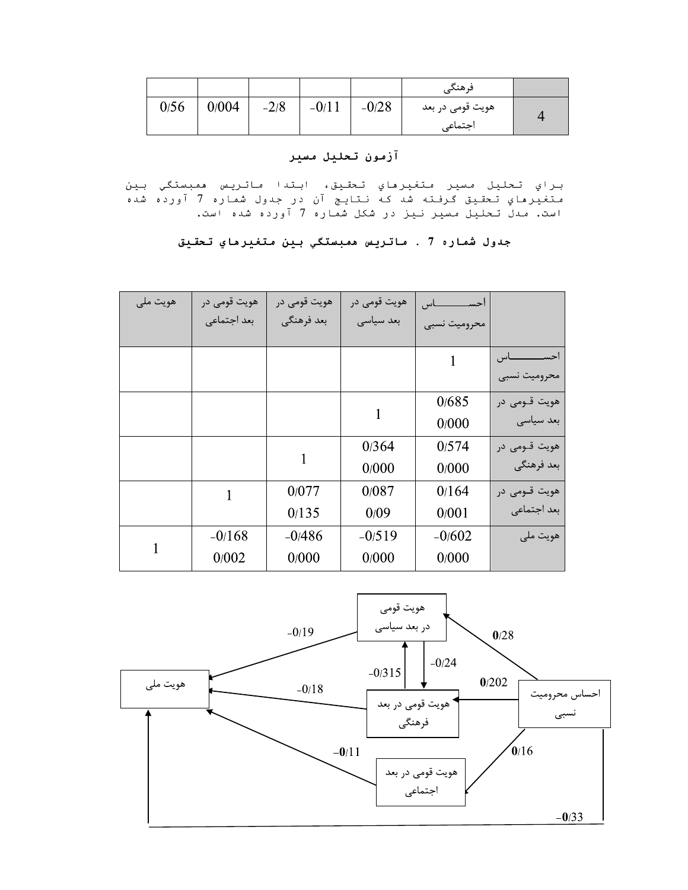| | | | | | | |
|---|---|---|---|---|---|---|
| | | | | | فرهنگی | |
| 0/56 | 0/004 | -2/8 | -0/11 | -0/28 | هویت قومی در بعد اجتماعی | 4 |

## آزمون تحلیل مسیر

براي تحليل مسير متغيرهاي تحقيق، ابتدا ماتريس همبستگي بين متغيرهاي تحقيق گرفته شد كه نتايج آن در جدول شماره 7 آورده شده است. مدل تحليل مسير نيز در شكل شماره 7 آورده شده است.

**جدول شماره 7 . ماتريس همبستگي بين متغيرهاي تحقيق**

| | احساس محرومیت نسبی | هویت قومی در بعد سیاسی | هویت قومی در بعد فرهنگی | هویت قومی در بعد اجتماعی | هویت ملی |
|---|---|---|---|---|---|
| احساس محرومیت نسبی | 1 | | | | |
| هویت قومی در بعد سیاسی | 0/685<br>0/000 | 1 | | | |
| هویت قومی در بعد فرهنگی | 0/574<br>0/000 | 0/364<br>0/000 | 1 | | |
| هویت قومی در بعد اجتماعی | 0/164<br>0/001 | 0/087<br>0/09 | 0/077<br>0/135 | 1 | |
| هویت ملی | -0/602<br>0/000 | -0/519<br>0/000 | -0/486<br>0/000 | -0/168<br>0/002 | 1 |

هویت قومی در بعد سیاسی → هویت ملی: -0/19
هویت قومی در بعد فرهنگی → هویت ملی: -0/18
هویت قومی در بعد اجتماعی → هویت ملی: -0/11
احساس محرومیت نسبی → هویت ملی: -0/33
احساس محرومیت نسبی → هویت قومی در بعد سیاسی: 0/28
احساس محرومیت نسبی → هویت قومی در بعد فرهنگی: 0/202
احساس محرومیت نسبی → هویت قومی در بعد اجتماعی: 0/16
هویت قومی در بعد سیاسی → هویت قومی در بعد فرهنگی: -0/24
هویت قومی در بعد فرهنگی → هویت قومی در بعد سیاسی: -0/315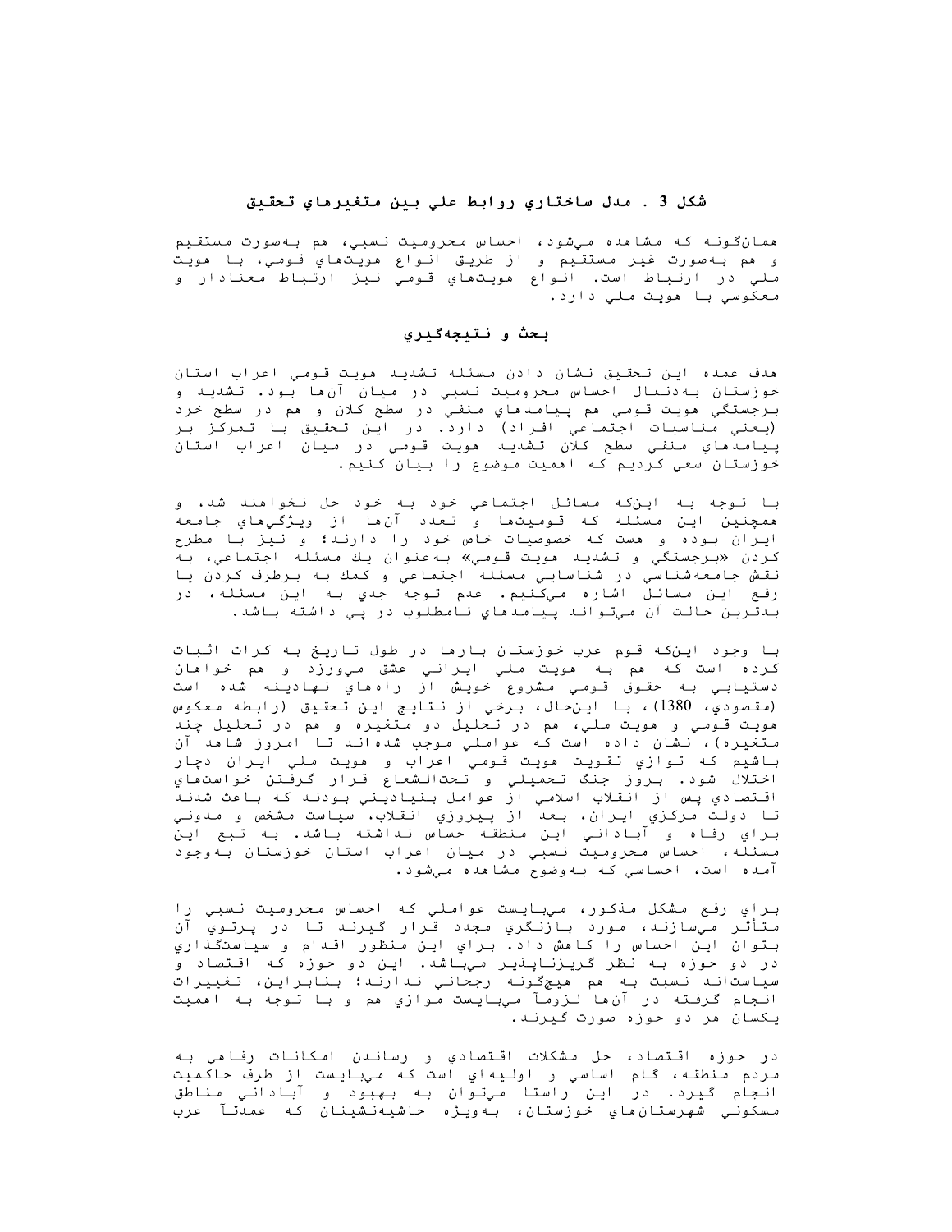شكل 3 . مدل ساختاري روابط علي بين متغيرهاي تحقيق

همانگونه كه مشاهده ميشود، احساس محروميت نسبي، هم بهصورت مستقيم و هم بهصورت غير مستقيم و از طريق انواع هويتهاي قومي، با هويت ملي در ارتباط است. انواع هويتهاي قومي نيز ارتباط معنادار و معكوسي با هويت ملي دارد.

## بحث و نتيجهگيري

هدف عمده اين تحقيق نشان دادن مسئله تشديد هويت قومي اعراب استان خوزستان بهدنبال احساس محروميت نسبي در ميان آنها بود. تشديد و برجستگي هويت قومي هم پيامدهاي منفي در سطح كلان و هم در سطح خرد (يعني مناسبات اجتماعي افراد) دارد. در اين تحقيق با تمركز بر پيامدهاي منفي سطح كلان تشديد هويت قومي در ميان اعراب استان خوزستان سعي كرديم كه اهميت موضوع را بيان كنيم.

با توجه به اينكه مسائل اجتماعي خود به خود حل نخواهند شد، و همچنين اين مسئله كه قوميتها و تعدد آنها از ويژگيهاي جامعه ايران بوده و هست كه خصوصيات خاص خود را دارند؛ و نيز با مطرح كردن «برجستگي و تشديد هويت قومي» بهعنوان يك مسئله اجتماعي، به نقش جامعهشناسي در شناسايي مسئله اجتماعي و كمك به برطرف كردن يا رفع اين مسائل اشاره ميكنيم. عدم توجه جدي به اين مسئله، در بدترين حالت آن ميتواند پيامدهاي نامطلوب در پي داشته باشد.

با وجود اينكه قوم عرب خوزستان بارها در طول تاريخ به كرات اثبات كرده است كه هم به هويت ملي ايراني عشق ميورزد و هم خواهان دستيابي به حقوق قومي مشروع خويش از راههاي نهادينه شده است (مقصودي، 1380)، با اينحال، برخي از نتايج اين تحقيق (رابطه معكوس هويت قومي و هويت ملي، هم در تحليل دو متغيره و هم در تحليل چند متغيره)، نشان داده است كه عواملي موجب شدهاند تا امروز شاهد آن باشيم كه توازي تقويت هويت قومي اعراب و هويت ملي ايران دچار اختلال شود. بروز جنگ تحميلي و تحتالشعاع قرار گرفتن خواستهاي اقتصادي پس از انقلاب اسلامي از عوامل بنياديني بودند كه باعث شدند تا دولت مركزي ايران، بعد از پيروزي انقلاب، سياست مشخص و مدوني براي رفاه و آباداني اين منطقه حساس نداشته باشد. به تبع اين مسئله، احساس محروميت نسبي در ميان اعراب استان خوزستان بهوجود آمده است، احساسي كه بهوضوح مشاهده ميشود.

براي رفع مشكل مذكور، ميبايست عواملي كه احساس محروميت نسبي را متأثر ميسازند، مورد بازنگري مجدد قرار گيرند تا در پرتوي آن بتوان اين احساس را كاهش داد. براي اين منظور اقدام و سياستگذاري در دو حوزه به نظر گريزناپذير ميباشد. اين دو حوزه كه اقتصاد و سياستاند نسبت به هم هيچگونه رجحاني ندارند؛ بنابراين، تغييرات انجام گرفته در آنها لزوماً ميبايست موازي هم و با توجه به اهميت يكسان هر دو حوزه صورت گيرند.

در حوزه اقتصاد، حل مشكلات اقتصادي و رساندن امكانات رفاهي به مردم منطقه، گام اساسي و اوليهاي است كه ميبايست از طرف حاكميت انجام گيرد. در اين راستا ميتوان به بهبود و آباداني مناطق مسكوني شهرستانهاي خوزستان، بهويژه حاشيهنشينان كه عمدتاً عرب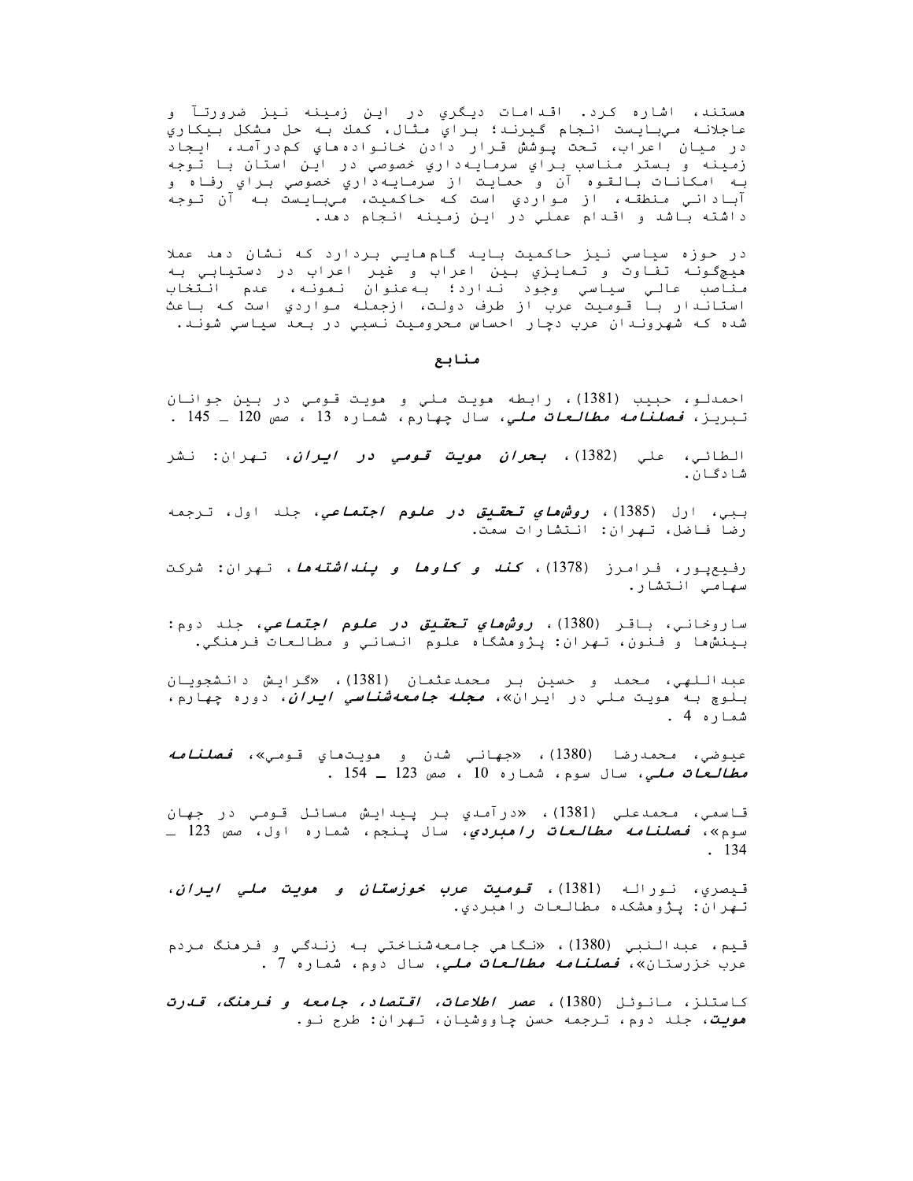هستند، اشاره كرد. اقدامات ديگري در اين زمينه نيز ضرورتاً و عاجلانه مي‌بايست انجام گيرند؛ براي مثال، كمك به حل مشكل بيكاري در ميان اعراب، تحت پوشش قرار دادن خانواده‌هاي كم‌درآمد، ايجاد زمينه و بستر مناسب براي سرمايه‌داري خصوصي در اين استان با توجه به امكانات بالقوه آن و حمايت از سرمايه‌داري خصوصي براي رفاه و آباداني منطقه، از مواردي است كه حاكميت، مي‌بايست به آن توجه داشته باشد و اقدام عملي در اين زمينه انجام دهد.

در حوزه سياسي نيز حاكميت بايد گام‌هايي بردارد كه نشان دهد عملا هيچ‌گونه تفاوت و تمايزي بين اعراب و غير اعراب در دستيابي به مناصب عالي سياسي وجود ندارد؛ به‌عنوان نمونه، عدم انتخاب استاندار با قوميت عرب از طرف دولت، ازجمله مواردي است كه باعث شده كه شهروندان عرب دچار احساس محروميت نسبي در بعد سياسي شوند.

## منابع

احمدلو، حبيب (1381)، رابطه هويت ملي و هويت قومي در بين جوانان تبريز، ***فصلنامه مطالعات ملي***، سال چهارم، شماره 13 ، صص 120 ـ 145 .

الطائي، علي (1382)، ***بحران هويت قومي در ايران***، تهران: نشر شادگان.

ببي، ارل (1385)، ***روشهاي تحقيق در علوم اجتماعي***، جلد اول، ترجمه رضا فاضل، تهران: انتشارات سمت.

رفيع‌پور، فرامرز (1378)، ***كند و كاوها و پنداشته‌ها***، تهران: شركت سهامي انتشار.

ساروخاني، باقر (1380)، ***روشهاي تحقيق در علوم اجتماعي***، جلد دوم: بينشها و فنون، تهران: پژوهشگاه علوم انساني و مطالعات فرهنگي.

عبداللهي، محمد و حسين بر محمدعثمان (1381)، «گرايش دانشجويان بلوچ به هويت ملي در ايران»، ***مجله جامعه‌شناسي ايران***، دوره چهارم، شماره 4 .

عيوضي، محمدرضا (1380)، «جهاني شدن و هويت‌هاي قومي»، ***فصلنامه مطالعات ملي***، سال سوم، شماره 10 ، صص 123 ـ 154 .

قاسمي، محمدعلي (1381)، «درآمدي بر پيدايش مسائل قومي در جهان سوم»، ***فصلنامه مطالعات راهبردي***، سال پنجم، شماره اول، صص 123 ـ 134 .

قيصري، نوراله (1381)، ***قوميت عرب خوزستان و هويت ملي ايران***، تهران: پژوهشكده مطالعات راهبردي.

قيم، عبدالنبي (1380)، «نگاهي جامعه‌شناختي به زندگي و فرهنگ مردم عرب خوزستان»، ***فصلنامه مطالعات ملي***، سال دوم، شماره 7 .

كاستلز، مانوئل (1380)، ***عصر اطلاعات، اقتصاد، جامعه و فرهنگ، قدرت هويت***، جلد دوم، ترجمه حسن چاووشيان، تهران: طرح نو.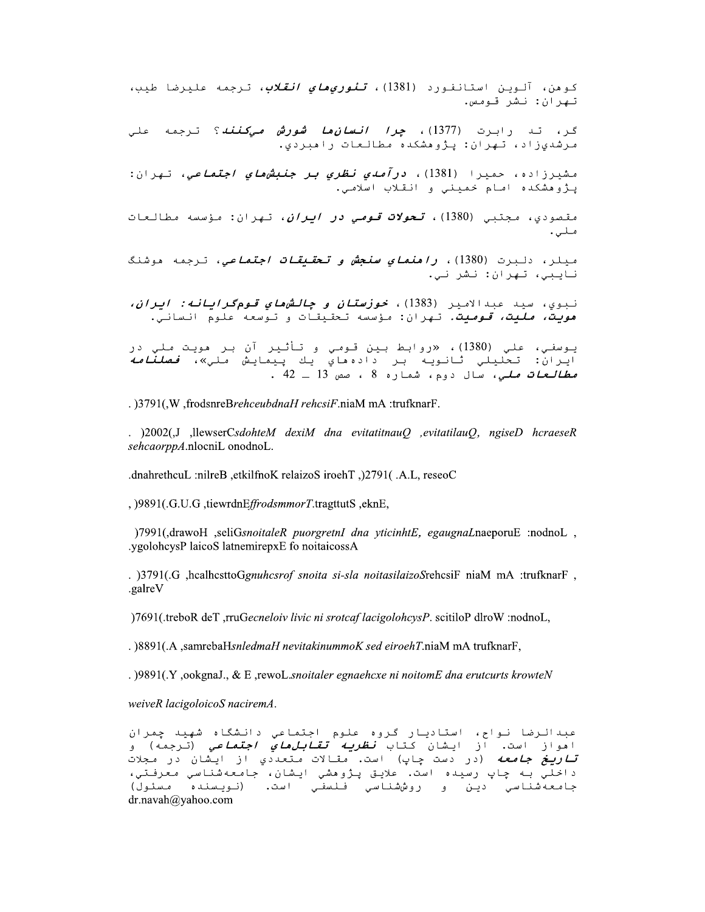کوهن، آلوین استانفورد (1381)، ***تئوری‌های انقلاب***، ترجمه علیرضا طیب، تهران: نشر قومس.

گر، تد رابرت (1377)، ***چرا انسان‌ها شورش می‌کنند***؟ ترجمه علی مرشدی‌زاد، تهران: پژوهشکده مطالعات راهبردی.

مشیرزاده، حمیرا (1381)، ***درآمدی نظری بر جنبش‌های اجتماعی***، تهران: پژوهشکده امام خمینی و انقلاب اسلامی.

مقصودی، مجتبی (1380)، ***تحولات قومی در ایران***، تهران: مؤسسه مطالعات ملی.

میلر، دلبرت (1380)، ***راهنمای سنجش و تحقیقات اجتماعی***، ترجمه هوشنگ نایبی، تهران: نشر نی.

نبوی، سید عبدالامیر (1383)، ***خوزستان و چالش‌های قوم‌گرایانه: ایران، هویت، ملیت، قومیت***. تهران: مؤسسه تحقیقات و توسعه علوم انسانی.

یوسفی، علی (1380)، «روابط بین قومی و تأثیر آن بر هویت ملی در ایران: تحلیل ثانویه بر داده‌های یک پیمایش ملی»، ***فصلنامه مطالعات ملی***، سال دوم، شماره 8، صص 13 ـ 42 .

. )3791(,W ,frodsnreB*rehceubdnaH rehcsiF*.niaM mA :trufknarF.

. )2002(,J ,llewserC*sdohteM dexiM dna evitatitnauQ ,evitatilauQ, ngiseD hcraeseR sehcaorppA*.nlocniL onodnoL.

.dnahrethcuL :nilreB ,etkilfnoK relaizoS iroehT ,)2791( .A.L, reseoC

, )9891(.G.U.G ,tiewrdnE*ffrodsmmorT*.tragttutS ,eknE,

)7991(,drawoH ,seliG*snoitaleR puorgretnI dna yticinhtE, egaugnaL*naeporuE :nodnoL , .ygolohcysP laicoS latnemirepxE fo noitaicossA

. )3791(.G ,hcalhcsttoG*gnuhcsrof snoita si-sla noitasilaizoS*rehcsiF niaM mA :trufknarF , .galreV

)7691(.treboR deT ,rruG*ecneloiv livic ni srotcaf lacigolohcysP*. scitiloP dlroW :nodnoL,

. )8891(.A ,samrebaH*snledmaH nevitakinummoK sed eiroehT*.niaM mA trufknarF,

. )9891(.Y ,ookgnaJ., & E ,rewoL.*snoitaler egnaehcxe ni noitomE dna erutcurts krowteN*

*weiveR lacigoloicoS naciremA*.

عبدالرضا نواح، استادیار گروه علوم اجتماعی دانشگاه شهید چمران اهواز است. از ایشان کتاب ***نظریه تقابل‌های اجتماعی*** (ترجمه) و ***تاریخ جامعه*** (در دست چاپ) است. مقالات متعددی از ایشان در مجلات داخلی به چاپ رسیده است. علایق پژوهشی ایشان، جامعه‌شناسی معرفتی، جامعه‌شناسی دین و روش‌شناسی فلسفی است. (نویسنده مسئول)
dr.navah@yahoo.com